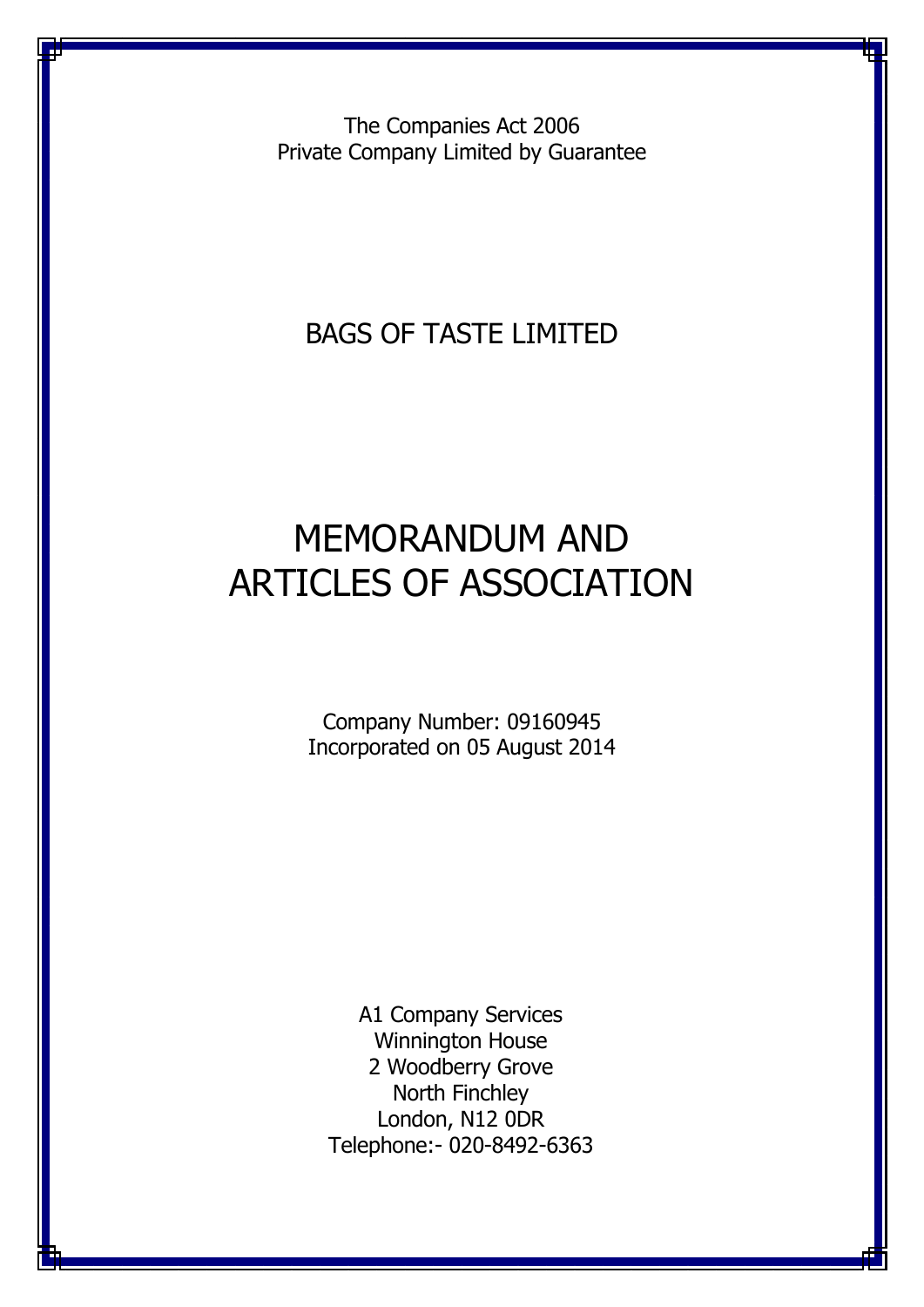The Companies Act 2006
Private Company Limited by Guarantee

# BAGS OF TASTE LIMITED

# MEMORANDUM AND ARTICLES OF ASSOCIATION

Company Number: 09160945
Incorporated on 05 August 2014

A1 Company Services
Winnington House
2 Woodberry Grove
North Finchley
London, N12 0DR
Telephone:- 020-8492-6363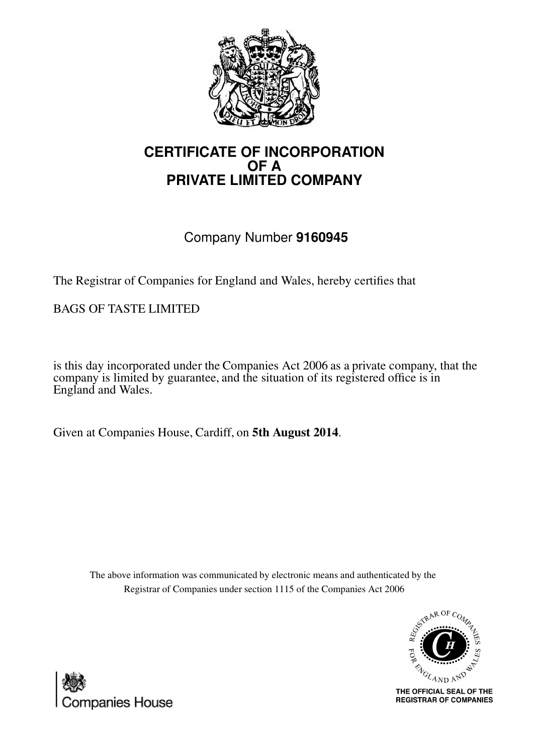# CERTIFICATE OF INCORPORATION OF A PRIVATE LIMITED COMPANY

Company Number **9160945**

The Registrar of Companies for England and Wales, hereby certifies that

BAGS OF TASTE LIMITED

is this day incorporated under the Companies Act 2006 as a private company, that the company is limited by guarantee, and the situation of its registered office is in England and Wales.

Given at Companies House, Cardiff, on **5th August 2014**.

The above information was communicated by electronic means and authenticated by the Registrar of Companies under section 1115 of the Companies Act 2006

REGISTRAR OF COMPANIES FOR ENGLAND AND WALES

THE OFFICIAL SEAL OF THE REGISTRAR OF COMPANIES

Companies House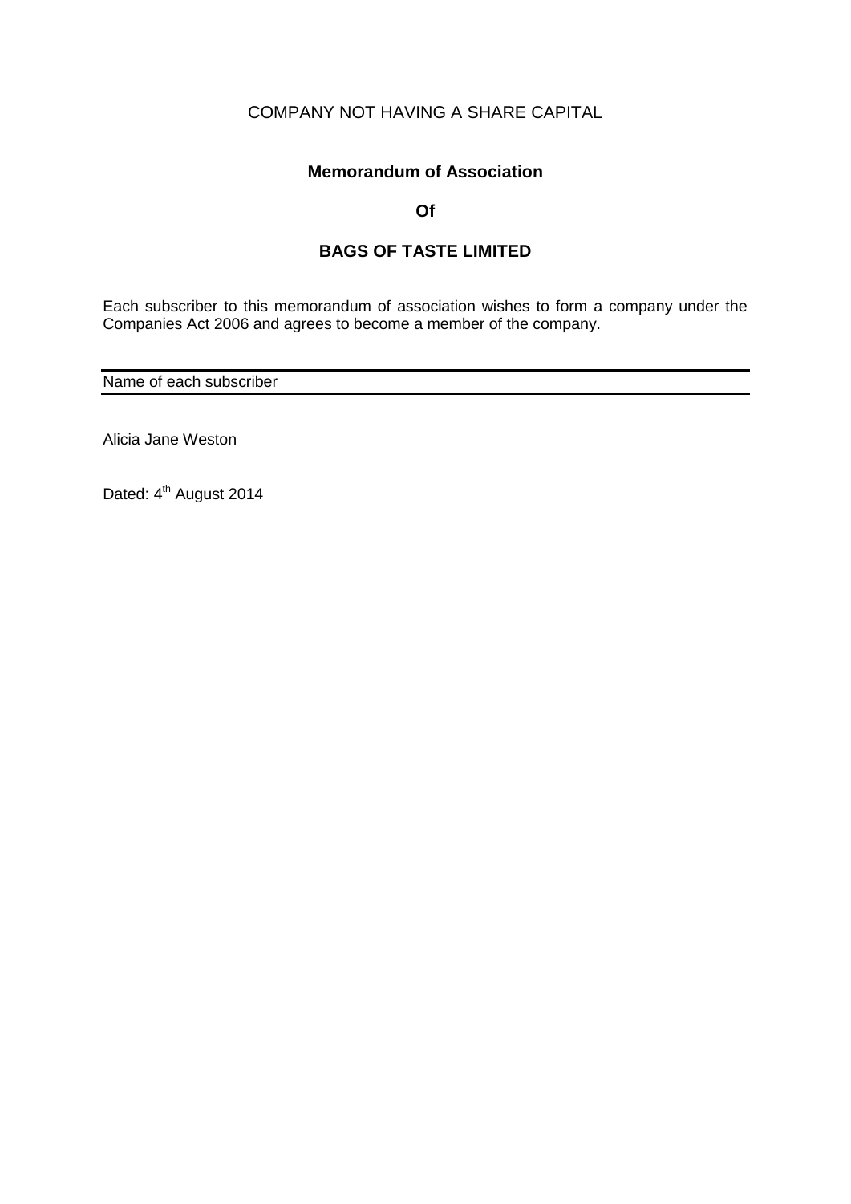COMPANY NOT HAVING A SHARE CAPITAL

**Memorandum of Association**

**Of**

**BAGS OF TASTE LIMITED**

Each subscriber to this memorandum of association wishes to form a company under the Companies Act 2006 and agrees to become a member of the company.

| Name of each subscriber |
| --- |
| Alicia Jane Weston |

Dated: 4th August 2014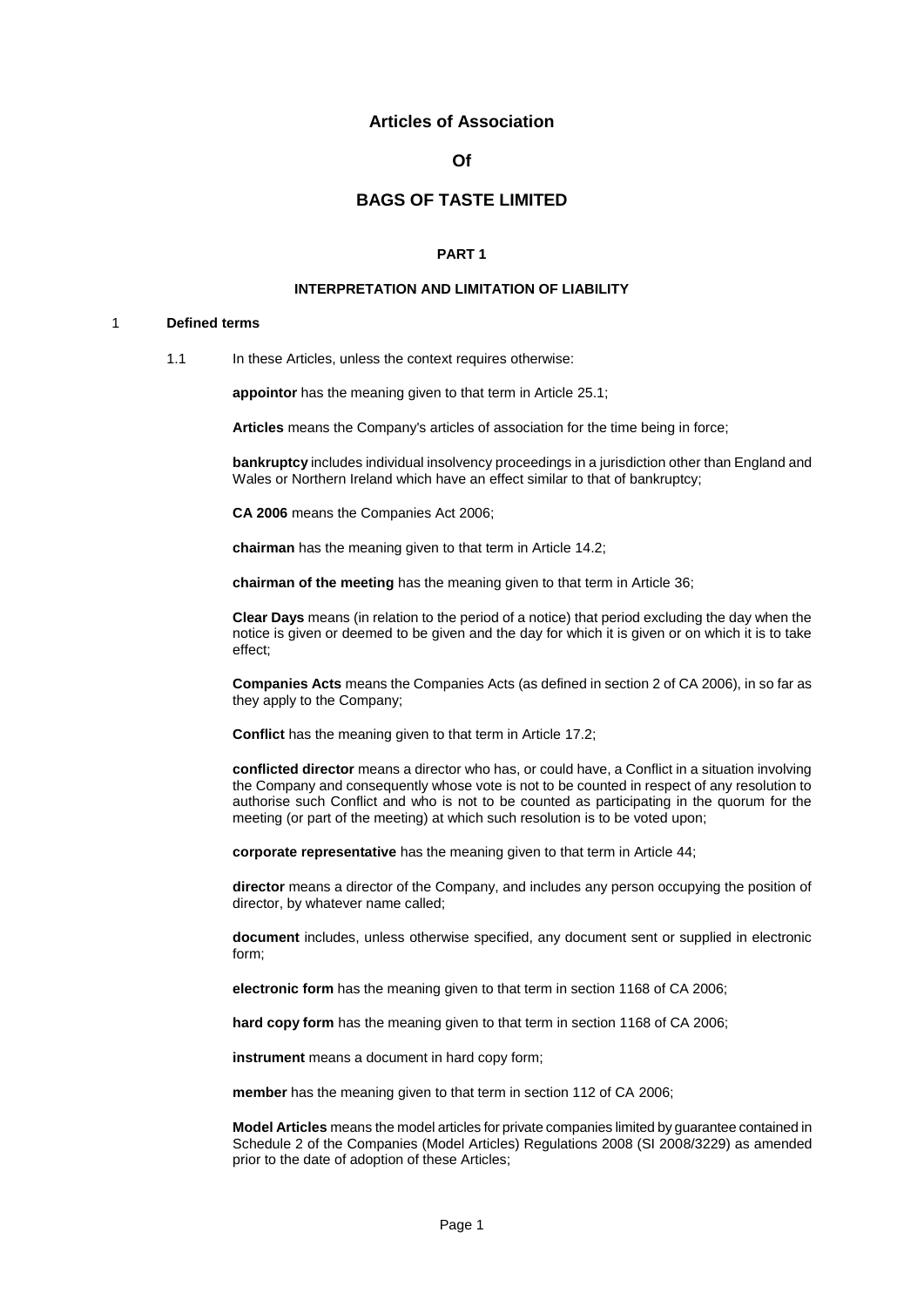# Articles of Association

## Of

## BAGS OF TASTE LIMITED

### PART 1

### INTERPRETATION AND LIMITATION OF LIABILITY

1 **Defined terms**

1.1 In these Articles, unless the context requires otherwise:

**appointor** has the meaning given to that term in Article 25.1;

**Articles** means the Company's articles of association for the time being in force;

**bankruptcy** includes individual insolvency proceedings in a jurisdiction other than England and Wales or Northern Ireland which have an effect similar to that of bankruptcy;

**CA 2006** means the Companies Act 2006;

**chairman** has the meaning given to that term in Article 14.2;

**chairman of the meeting** has the meaning given to that term in Article 36;

**Clear Days** means (in relation to the period of a notice) that period excluding the day when the notice is given or deemed to be given and the day for which it is given or on which it is to take effect;

**Companies Acts** means the Companies Acts (as defined in section 2 of CA 2006), in so far as they apply to the Company;

**Conflict** has the meaning given to that term in Article 17.2;

**conflicted director** means a director who has, or could have, a Conflict in a situation involving the Company and consequently whose vote is not to be counted in respect of any resolution to authorise such Conflict and who is not to be counted as participating in the quorum for the meeting (or part of the meeting) at which such resolution is to be voted upon;

**corporate representative** has the meaning given to that term in Article 44;

**director** means a director of the Company, and includes any person occupying the position of director, by whatever name called;

**document** includes, unless otherwise specified, any document sent or supplied in electronic form;

**electronic form** has the meaning given to that term in section 1168 of CA 2006;

**hard copy form** has the meaning given to that term in section 1168 of CA 2006;

**instrument** means a document in hard copy form;

**member** has the meaning given to that term in section 112 of CA 2006;

**Model Articles** means the model articles for private companies limited by guarantee contained in Schedule 2 of the Companies (Model Articles) Regulations 2008 (SI 2008/3229) as amended prior to the date of adoption of these Articles;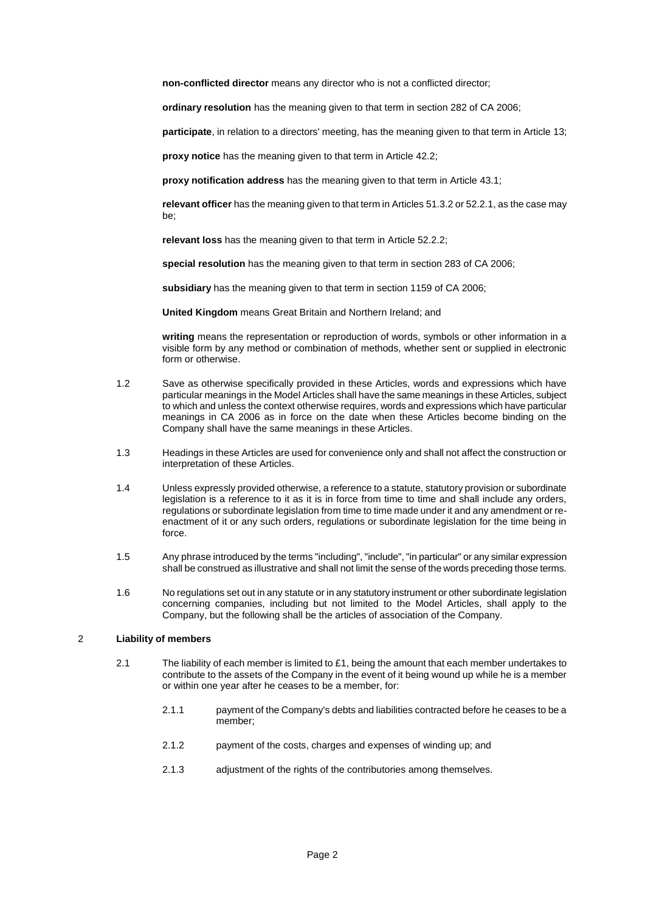**non-conflicted director** means any director who is not a conflicted director;

**ordinary resolution** has the meaning given to that term in section 282 of CA 2006;

**participate**, in relation to a directors' meeting, has the meaning given to that term in Article 13;

**proxy notice** has the meaning given to that term in Article 42.2;

**proxy notification address** has the meaning given to that term in Article 43.1;

**relevant officer** has the meaning given to that term in Articles 51.3.2 or 52.2.1, as the case may be;

**relevant loss** has the meaning given to that term in Article 52.2.2;

**special resolution** has the meaning given to that term in section 283 of CA 2006;

**subsidiary** has the meaning given to that term in section 1159 of CA 2006;

**United Kingdom** means Great Britain and Northern Ireland; and

**writing** means the representation or reproduction of words, symbols or other information in a visible form by any method or combination of methods, whether sent or supplied in electronic form or otherwise.

1.2 Save as otherwise specifically provided in these Articles, words and expressions which have particular meanings in the Model Articles shall have the same meanings in these Articles, subject to which and unless the context otherwise requires, words and expressions which have particular meanings in CA 2006 as in force on the date when these Articles become binding on the Company shall have the same meanings in these Articles.

1.3 Headings in these Articles are used for convenience only and shall not affect the construction or interpretation of these Articles.

1.4 Unless expressly provided otherwise, a reference to a statute, statutory provision or subordinate legislation is a reference to it as it is in force from time to time and shall include any orders, regulations or subordinate legislation from time to time made under it and any amendment or re-enactment of it or any such orders, regulations or subordinate legislation for the time being in force.

1.5 Any phrase introduced by the terms "including", "include", "in particular" or any similar expression shall be construed as illustrative and shall not limit the sense of the words preceding those terms.

1.6 No regulations set out in any statute or in any statutory instrument or other subordinate legislation concerning companies, including but not limited to the Model Articles, shall apply to the Company, but the following shall be the articles of association of the Company.

## 2 Liability of members

2.1 The liability of each member is limited to £1, being the amount that each member undertakes to contribute to the assets of the Company in the event of it being wound up while he is a member or within one year after he ceases to be a member, for:

2.1.1 payment of the Company's debts and liabilities contracted before he ceases to be a member;

2.1.2 payment of the costs, charges and expenses of winding up; and

2.1.3 adjustment of the rights of the contributories among themselves.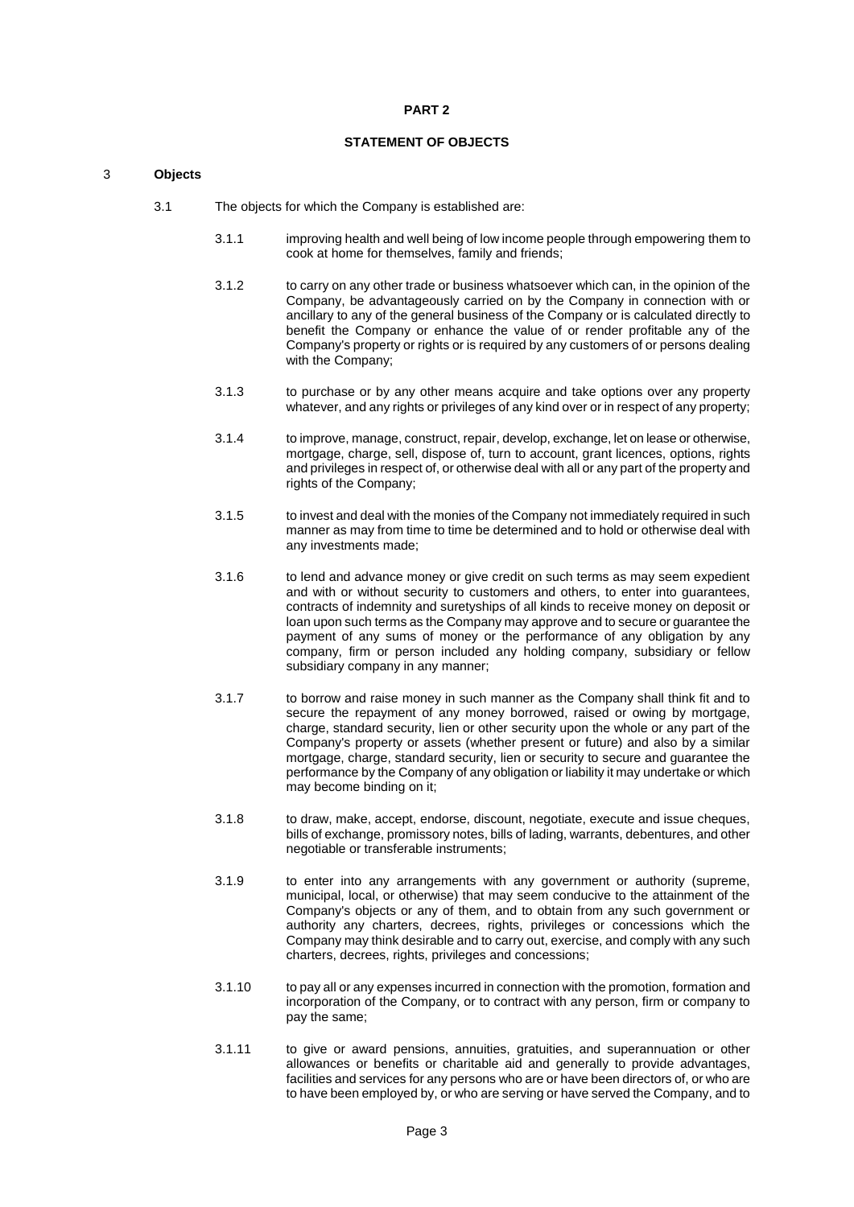## PART 2

## STATEMENT OF OBJECTS

3 **Objects**

3.1 The objects for which the Company is established are:

3.1.1 improving health and well being of low income people through empowering them to cook at home for themselves, family and friends;

3.1.2 to carry on any other trade or business whatsoever which can, in the opinion of the Company, be advantageously carried on by the Company in connection with or ancillary to any of the general business of the Company or is calculated directly to benefit the Company or enhance the value of or render profitable any of the Company's property or rights or is required by any customers of or persons dealing with the Company;

3.1.3 to purchase or by any other means acquire and take options over any property whatever, and any rights or privileges of any kind over or in respect of any property;

3.1.4 to improve, manage, construct, repair, develop, exchange, let on lease or otherwise, mortgage, charge, sell, dispose of, turn to account, grant licences, options, rights and privileges in respect of, or otherwise deal with all or any part of the property and rights of the Company;

3.1.5 to invest and deal with the monies of the Company not immediately required in such manner as may from time to time be determined and to hold or otherwise deal with any investments made;

3.1.6 to lend and advance money or give credit on such terms as may seem expedient and with or without security to customers and others, to enter into guarantees, contracts of indemnity and suretyships of all kinds to receive money on deposit or loan upon such terms as the Company may approve and to secure or guarantee the payment of any sums of money or the performance of any obligation by any company, firm or person included any holding company, subsidiary or fellow subsidiary company in any manner;

3.1.7 to borrow and raise money in such manner as the Company shall think fit and to secure the repayment of any money borrowed, raised or owing by mortgage, charge, standard security, lien or other security upon the whole or any part of the Company's property or assets (whether present or future) and also by a similar mortgage, charge, standard security, lien or security to secure and guarantee the performance by the Company of any obligation or liability it may undertake or which may become binding on it;

3.1.8 to draw, make, accept, endorse, discount, negotiate, execute and issue cheques, bills of exchange, promissory notes, bills of lading, warrants, debentures, and other negotiable or transferable instruments;

3.1.9 to enter into any arrangements with any government or authority (supreme, municipal, local, or otherwise) that may seem conducive to the attainment of the Company's objects or any of them, and to obtain from any such government or authority any charters, decrees, rights, privileges or concessions which the Company may think desirable and to carry out, exercise, and comply with any such charters, decrees, rights, privileges and concessions;

3.1.10 to pay all or any expenses incurred in connection with the promotion, formation and incorporation of the Company, or to contract with any person, firm or company to pay the same;

3.1.11 to give or award pensions, annuities, gratuities, and superannuation or other allowances or benefits or charitable aid and generally to provide advantages, facilities and services for any persons who are or have been directors of, or who are to have been employed by, or who are serving or have served the Company, and to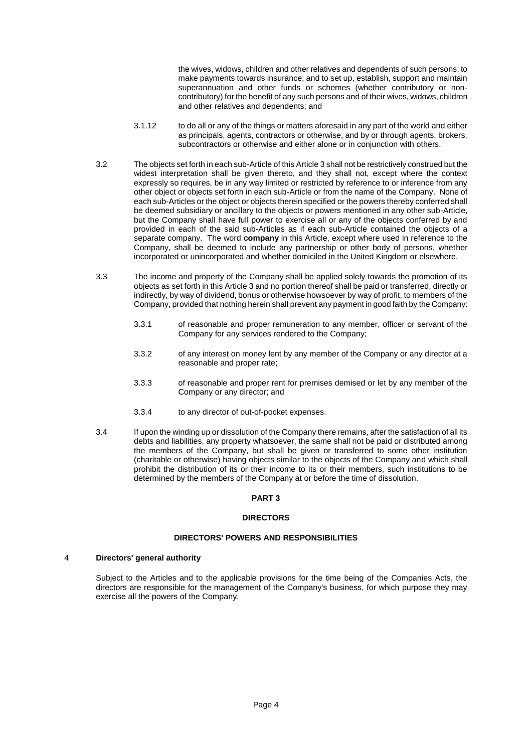the wives, widows, children and other relatives and dependents of such persons; to make payments towards insurance; and to set up, establish, support and maintain superannuation and other funds or schemes (whether contributory or non-contributory) for the benefit of any such persons and of their wives, widows, children and other relatives and dependents; and

3.1.12 to do all or any of the things or matters aforesaid in any part of the world and either as principals, agents, contractors or otherwise, and by or through agents, brokers, subcontractors or otherwise and either alone or in conjunction with others.

3.2 The objects set forth in each sub-Article of this Article 3 shall not be restrictively construed but the widest interpretation shall be given thereto, and they shall not, except where the context expressly so requires, be in any way limited or restricted by reference to or inference from any other object or objects set forth in each sub-Article or from the name of the Company. None of each sub-Articles or the object or objects therein specified or the powers thereby conferred shall be deemed subsidiary or ancillary to the objects or powers mentioned in any other sub-Article, but the Company shall have full power to exercise all or any of the objects conferred by and provided in each of the said sub-Articles as if each sub-Article contained the objects of a separate company. The word **company** in this Article, except where used in reference to the Company, shall be deemed to include any partnership or other body of persons, whether incorporated or unincorporated and whether domiciled in the United Kingdom or elsewhere.

3.3 The income and property of the Company shall be applied solely towards the promotion of its objects as set forth in this Article 3 and no portion thereof shall be paid or transferred, directly or indirectly, by way of dividend, bonus or otherwise howsoever by way of profit, to members of the Company, provided that nothing herein shall prevent any payment in good faith by the Company:

3.3.1 of reasonable and proper remuneration to any member, officer or servant of the Company for any services rendered to the Company;

3.3.2 of any interest on money lent by any member of the Company or any director at a reasonable and proper rate;

3.3.3 of reasonable and proper rent for premises demised or let by any member of the Company or any director; and

3.3.4 to any director of out-of-pocket expenses.

3.4 If upon the winding up or dissolution of the Company there remains, after the satisfaction of all its debts and liabilities, any property whatsoever, the same shall not be paid or distributed among the members of the Company, but shall be given or transferred to some other institution (charitable or otherwise) having objects similar to the objects of the Company and which shall prohibit the distribution of its or their income to its or their members, such institutions to be determined by the members of the Company at or before the time of dissolution.

## PART 3

## DIRECTORS

### DIRECTORS' POWERS AND RESPONSIBILITIES

### 4 Directors' general authority

Subject to the Articles and to the applicable provisions for the time being of the Companies Acts, the directors are responsible for the management of the Company's business, for which purpose they may exercise all the powers of the Company.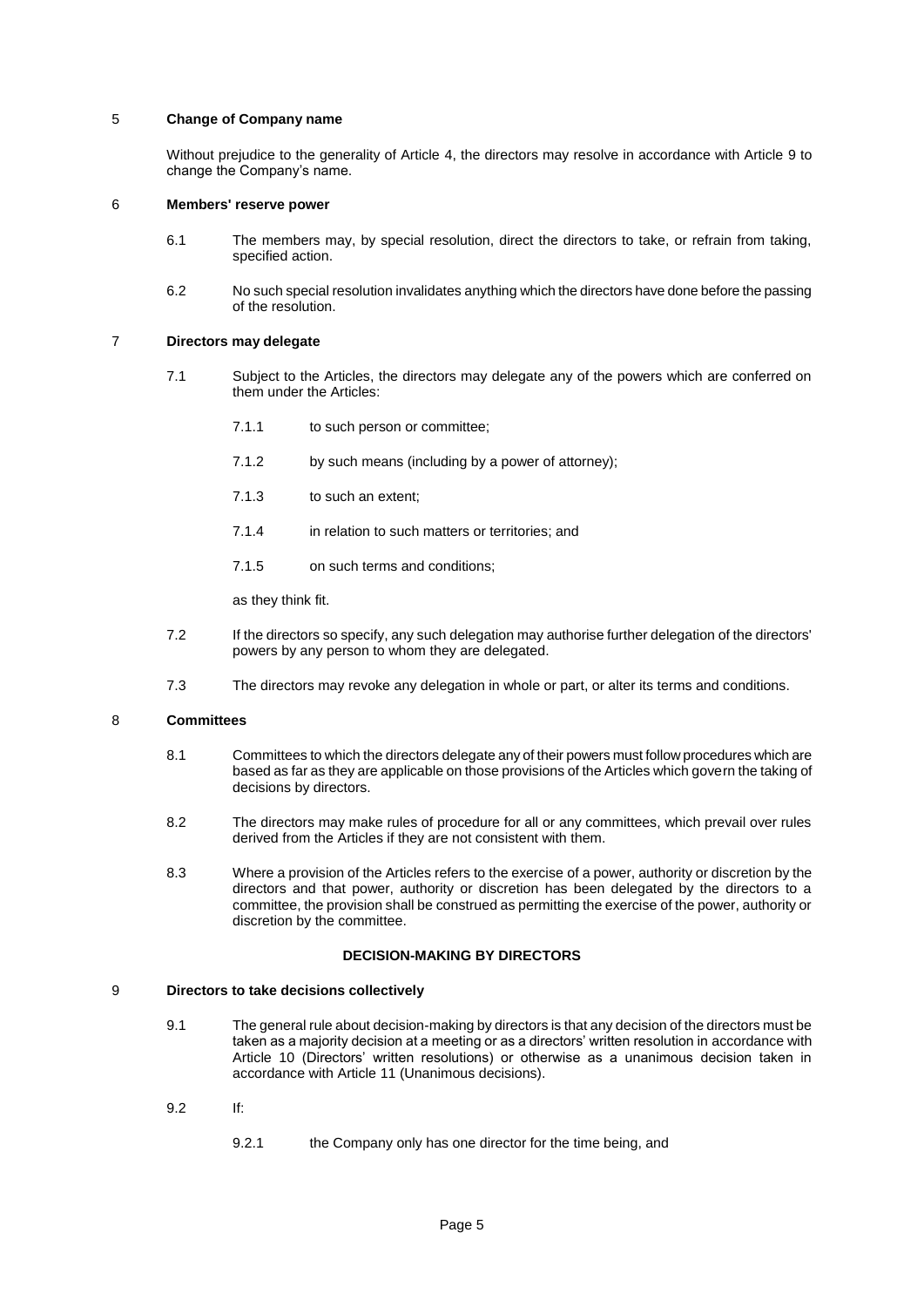## 5 Change of Company name

Without prejudice to the generality of Article 4, the directors may resolve in accordance with Article 9 to change the Company's name.

## 6 Members' reserve power

6.1 The members may, by special resolution, direct the directors to take, or refrain from taking, specified action.

6.2 No such special resolution invalidates anything which the directors have done before the passing of the resolution.

## 7 Directors may delegate

7.1 Subject to the Articles, the directors may delegate any of the powers which are conferred on them under the Articles:

7.1.1 to such person or committee;

7.1.2 by such means (including by a power of attorney);

7.1.3 to such an extent;

7.1.4 in relation to such matters or territories; and

7.1.5 on such terms and conditions;

as they think fit.

7.2 If the directors so specify, any such delegation may authorise further delegation of the directors' powers by any person to whom they are delegated.

7.3 The directors may revoke any delegation in whole or part, or alter its terms and conditions.

## 8 Committees

8.1 Committees to which the directors delegate any of their powers must follow procedures which are based as far as they are applicable on those provisions of the Articles which govern the taking of decisions by directors.

8.2 The directors may make rules of procedure for all or any committees, which prevail over rules derived from the Articles if they are not consistent with them.

8.3 Where a provision of the Articles refers to the exercise of a power, authority or discretion by the directors and that power, authority or discretion has been delegated by the directors to a committee, the provision shall be construed as permitting the exercise of the power, authority or discretion by the committee.

# DECISION-MAKING BY DIRECTORS

## 9 Directors to take decisions collectively

9.1 The general rule about decision-making by directors is that any decision of the directors must be taken as a majority decision at a meeting or as a directors' written resolution in accordance with Article 10 (Directors' written resolutions) or otherwise as a unanimous decision taken in accordance with Article 11 (Unanimous decisions).

9.2 If:

9.2.1 the Company only has one director for the time being, and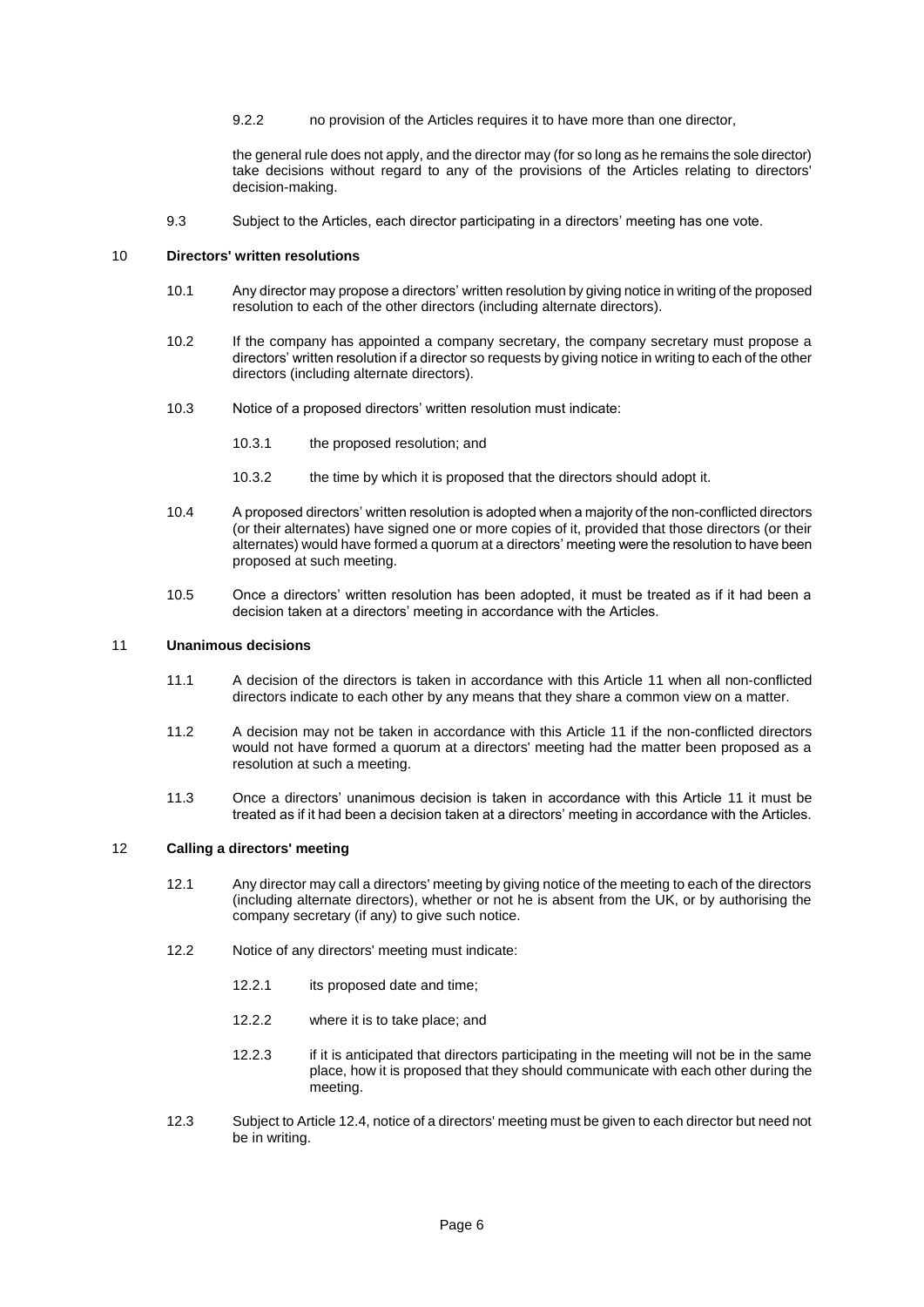9.2.2 no provision of the Articles requires it to have more than one director,

the general rule does not apply, and the director may (for so long as he remains the sole director) take decisions without regard to any of the provisions of the Articles relating to directors' decision-making.

9.3 Subject to the Articles, each director participating in a directors' meeting has one vote.

## 10 Directors' written resolutions

10.1 Any director may propose a directors' written resolution by giving notice in writing of the proposed resolution to each of the other directors (including alternate directors).

10.2 If the company has appointed a company secretary, the company secretary must propose a directors' written resolution if a director so requests by giving notice in writing to each of the other directors (including alternate directors).

10.3 Notice of a proposed directors' written resolution must indicate:

10.3.1 the proposed resolution; and

10.3.2 the time by which it is proposed that the directors should adopt it.

10.4 A proposed directors' written resolution is adopted when a majority of the non-conflicted directors (or their alternates) have signed one or more copies of it, provided that those directors (or their alternates) would have formed a quorum at a directors' meeting were the resolution to have been proposed at such meeting.

10.5 Once a directors' written resolution has been adopted, it must be treated as if it had been a decision taken at a directors' meeting in accordance with the Articles.

## 11 Unanimous decisions

11.1 A decision of the directors is taken in accordance with this Article 11 when all non-conflicted directors indicate to each other by any means that they share a common view on a matter.

11.2 A decision may not be taken in accordance with this Article 11 if the non-conflicted directors would not have formed a quorum at a directors' meeting had the matter been proposed as a resolution at such a meeting.

11.3 Once a directors' unanimous decision is taken in accordance with this Article 11 it must be treated as if it had been a decision taken at a directors' meeting in accordance with the Articles.

## 12 Calling a directors' meeting

12.1 Any director may call a directors' meeting by giving notice of the meeting to each of the directors (including alternate directors), whether or not he is absent from the UK, or by authorising the company secretary (if any) to give such notice.

12.2 Notice of any directors' meeting must indicate:

12.2.1 its proposed date and time;

12.2.2 where it is to take place; and

12.2.3 if it is anticipated that directors participating in the meeting will not be in the same place, how it is proposed that they should communicate with each other during the meeting.

12.3 Subject to Article 12.4, notice of a directors' meeting must be given to each director but need not be in writing.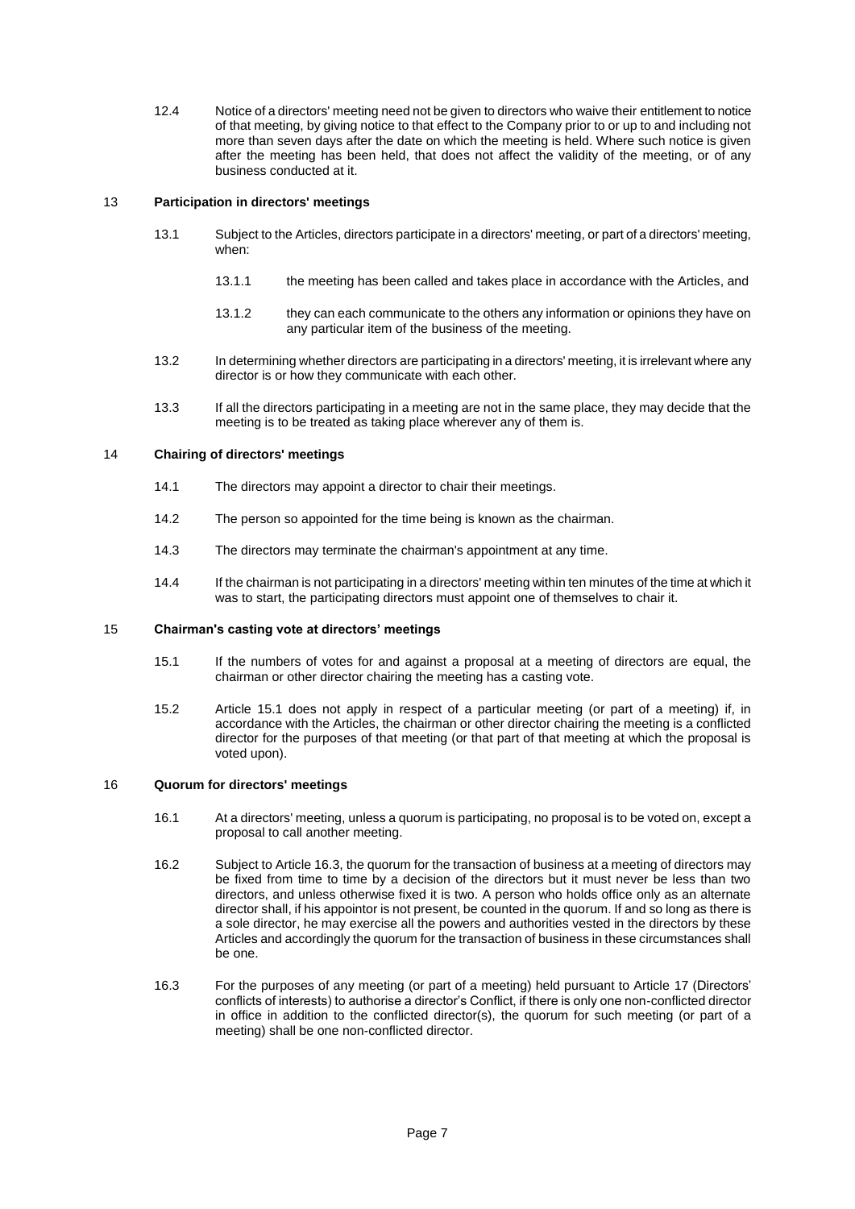12.4 Notice of a directors' meeting need not be given to directors who waive their entitlement to notice of that meeting, by giving notice to that effect to the Company prior to or up to and including not more than seven days after the date on which the meeting is held. Where such notice is given after the meeting has been held, that does not affect the validity of the meeting, or of any business conducted at it.

## 13 Participation in directors' meetings

13.1 Subject to the Articles, directors participate in a directors' meeting, or part of a directors' meeting, when:

13.1.1 the meeting has been called and takes place in accordance with the Articles, and

13.1.2 they can each communicate to the others any information or opinions they have on any particular item of the business of the meeting.

13.2 In determining whether directors are participating in a directors' meeting, it is irrelevant where any director is or how they communicate with each other.

13.3 If all the directors participating in a meeting are not in the same place, they may decide that the meeting is to be treated as taking place wherever any of them is.

## 14 Chairing of directors' meetings

14.1 The directors may appoint a director to chair their meetings.

14.2 The person so appointed for the time being is known as the chairman.

14.3 The directors may terminate the chairman's appointment at any time.

14.4 If the chairman is not participating in a directors' meeting within ten minutes of the time at which it was to start, the participating directors must appoint one of themselves to chair it.

## 15 Chairman's casting vote at directors' meetings

15.1 If the numbers of votes for and against a proposal at a meeting of directors are equal, the chairman or other director chairing the meeting has a casting vote.

15.2 Article 15.1 does not apply in respect of a particular meeting (or part of a meeting) if, in accordance with the Articles, the chairman or other director chairing the meeting is a conflicted director for the purposes of that meeting (or that part of that meeting at which the proposal is voted upon).

## 16 Quorum for directors' meetings

16.1 At a directors' meeting, unless a quorum is participating, no proposal is to be voted on, except a proposal to call another meeting.

16.2 Subject to Article 16.3, the quorum for the transaction of business at a meeting of directors may be fixed from time to time by a decision of the directors but it must never be less than two directors, and unless otherwise fixed it is two. A person who holds office only as an alternate director shall, if his appointor is not present, be counted in the quorum. If and so long as there is a sole director, he may exercise all the powers and authorities vested in the directors by these Articles and accordingly the quorum for the transaction of business in these circumstances shall be one.

16.3 For the purposes of any meeting (or part of a meeting) held pursuant to Article 17 (Directors' conflicts of interests) to authorise a director's Conflict, if there is only one non-conflicted director in office in addition to the conflicted director(s), the quorum for such meeting (or part of a meeting) shall be one non-conflicted director.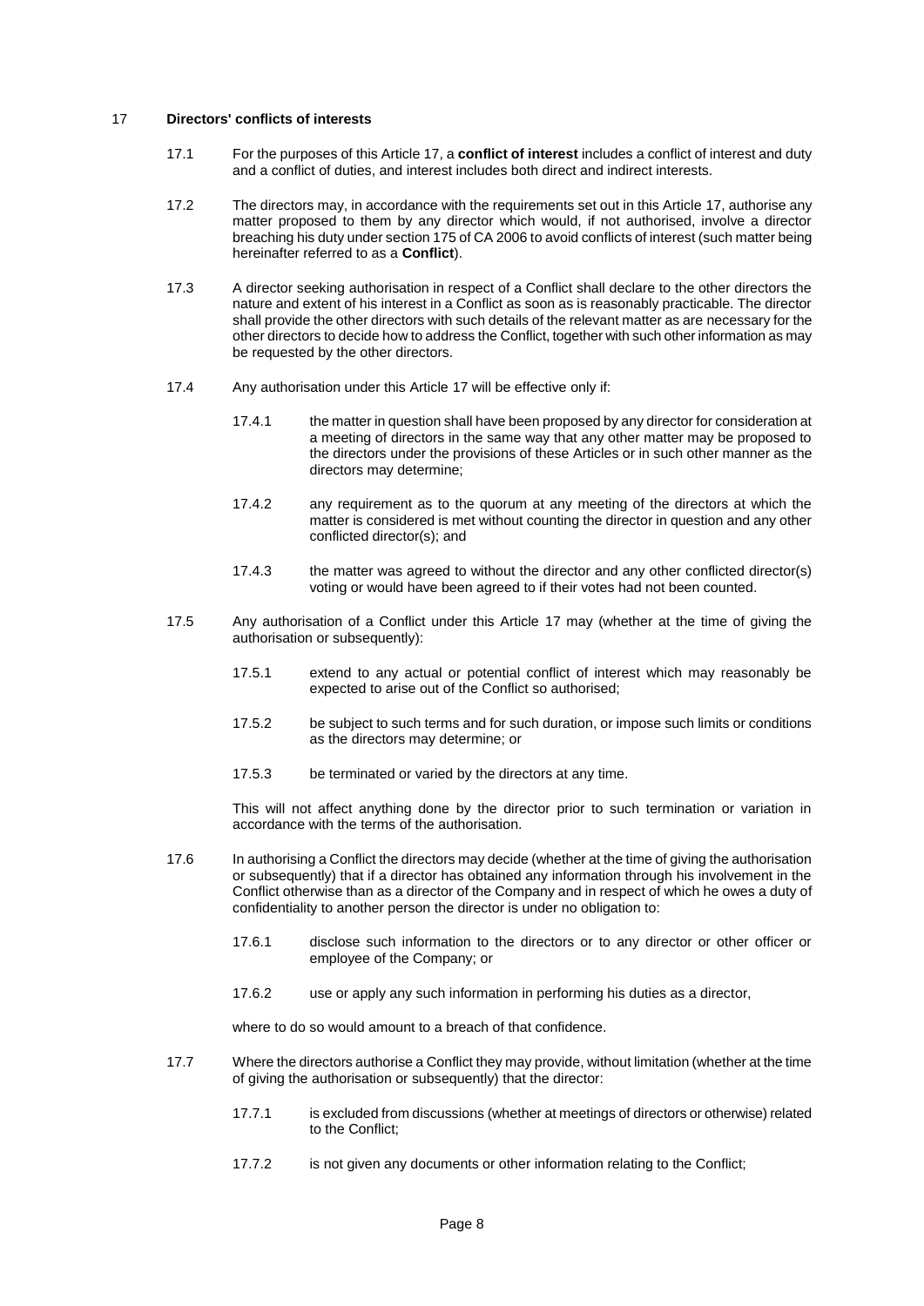## 17 **Directors' conflicts of interests**

17.1 For the purposes of this Article 17, a **conflict of interest** includes a conflict of interest and duty and a conflict of duties, and interest includes both direct and indirect interests.

17.2 The directors may, in accordance with the requirements set out in this Article 17, authorise any matter proposed to them by any director which would, if not authorised, involve a director breaching his duty under section 175 of CA 2006 to avoid conflicts of interest (such matter being hereinafter referred to as a **Conflict**).

17.3 A director seeking authorisation in respect of a Conflict shall declare to the other directors the nature and extent of his interest in a Conflict as soon as is reasonably practicable. The director shall provide the other directors with such details of the relevant matter as are necessary for the other directors to decide how to address the Conflict, together with such other information as may be requested by the other directors.

17.4 Any authorisation under this Article 17 will be effective only if:

17.4.1 the matter in question shall have been proposed by any director for consideration at a meeting of directors in the same way that any other matter may be proposed to the directors under the provisions of these Articles or in such other manner as the directors may determine;

17.4.2 any requirement as to the quorum at any meeting of the directors at which the matter is considered is met without counting the director in question and any other conflicted director(s); and

17.4.3 the matter was agreed to without the director and any other conflicted director(s) voting or would have been agreed to if their votes had not been counted.

17.5 Any authorisation of a Conflict under this Article 17 may (whether at the time of giving the authorisation or subsequently):

17.5.1 extend to any actual or potential conflict of interest which may reasonably be expected to arise out of the Conflict so authorised;

17.5.2 be subject to such terms and for such duration, or impose such limits or conditions as the directors may determine; or

17.5.3 be terminated or varied by the directors at any time.

This will not affect anything done by the director prior to such termination or variation in accordance with the terms of the authorisation.

17.6 In authorising a Conflict the directors may decide (whether at the time of giving the authorisation or subsequently) that if a director has obtained any information through his involvement in the Conflict otherwise than as a director of the Company and in respect of which he owes a duty of confidentiality to another person the director is under no obligation to:

17.6.1 disclose such information to the directors or to any director or other officer or employee of the Company; or

17.6.2 use or apply any such information in performing his duties as a director,

where to do so would amount to a breach of that confidence.

17.7 Where the directors authorise a Conflict they may provide, without limitation (whether at the time of giving the authorisation or subsequently) that the director:

17.7.1 is excluded from discussions (whether at meetings of directors or otherwise) related to the Conflict;

17.7.2 is not given any documents or other information relating to the Conflict;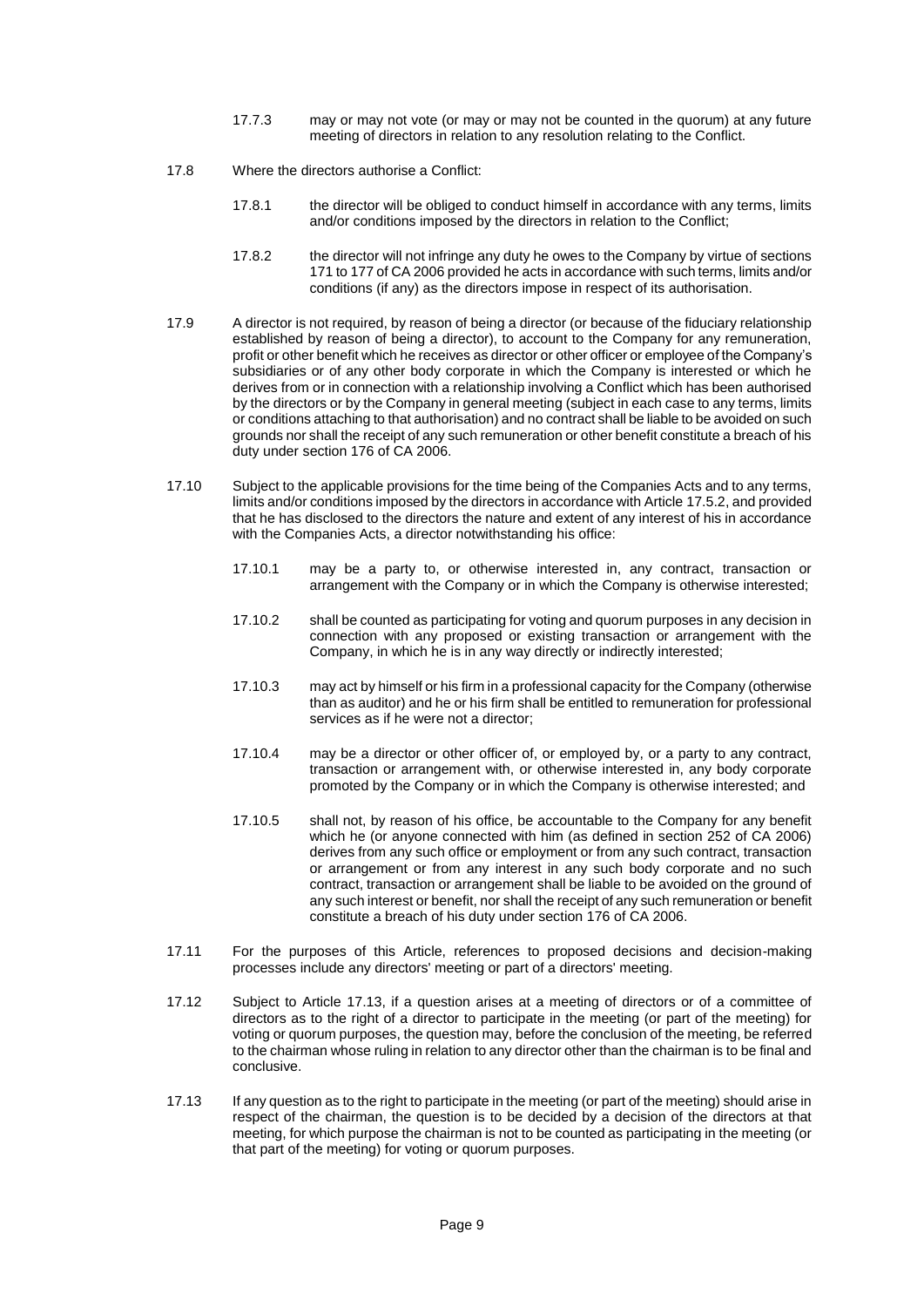17.7.3 may or may not vote (or may or may not be counted in the quorum) at any future meeting of directors in relation to any resolution relating to the Conflict.

17.8 Where the directors authorise a Conflict:

17.8.1 the director will be obliged to conduct himself in accordance with any terms, limits and/or conditions imposed by the directors in relation to the Conflict;

17.8.2 the director will not infringe any duty he owes to the Company by virtue of sections 171 to 177 of CA 2006 provided he acts in accordance with such terms, limits and/or conditions (if any) as the directors impose in respect of its authorisation.

17.9 A director is not required, by reason of being a director (or because of the fiduciary relationship established by reason of being a director), to account to the Company for any remuneration, profit or other benefit which he receives as director or other officer or employee of the Company's subsidiaries or of any other body corporate in which the Company is interested or which he derives from or in connection with a relationship involving a Conflict which has been authorised by the directors or by the Company in general meeting (subject in each case to any terms, limits or conditions attaching to that authorisation) and no contract shall be liable to be avoided on such grounds nor shall the receipt of any such remuneration or other benefit constitute a breach of his duty under section 176 of CA 2006.

17.10 Subject to the applicable provisions for the time being of the Companies Acts and to any terms, limits and/or conditions imposed by the directors in accordance with Article 17.5.2, and provided that he has disclosed to the directors the nature and extent of any interest of his in accordance with the Companies Acts, a director notwithstanding his office:

17.10.1 may be a party to, or otherwise interested in, any contract, transaction or arrangement with the Company or in which the Company is otherwise interested;

17.10.2 shall be counted as participating for voting and quorum purposes in any decision in connection with any proposed or existing transaction or arrangement with the Company, in which he is in any way directly or indirectly interested;

17.10.3 may act by himself or his firm in a professional capacity for the Company (otherwise than as auditor) and he or his firm shall be entitled to remuneration for professional services as if he were not a director;

17.10.4 may be a director or other officer of, or employed by, or a party to any contract, transaction or arrangement with, or otherwise interested in, any body corporate promoted by the Company or in which the Company is otherwise interested; and

17.10.5 shall not, by reason of his office, be accountable to the Company for any benefit which he (or anyone connected with him (as defined in section 252 of CA 2006) derives from any such office or employment or from any such contract, transaction or arrangement or from any interest in any such body corporate and no such contract, transaction or arrangement shall be liable to be avoided on the ground of any such interest or benefit, nor shall the receipt of any such remuneration or benefit constitute a breach of his duty under section 176 of CA 2006.

17.11 For the purposes of this Article, references to proposed decisions and decision-making processes include any directors' meeting or part of a directors' meeting.

17.12 Subject to Article 17.13, if a question arises at a meeting of directors or of a committee of directors as to the right of a director to participate in the meeting (or part of the meeting) for voting or quorum purposes, the question may, before the conclusion of the meeting, be referred to the chairman whose ruling in relation to any director other than the chairman is to be final and conclusive.

17.13 If any question as to the right to participate in the meeting (or part of the meeting) should arise in respect of the chairman, the question is to be decided by a decision of the directors at that meeting, for which purpose the chairman is not to be counted as participating in the meeting (or that part of the meeting) for voting or quorum purposes.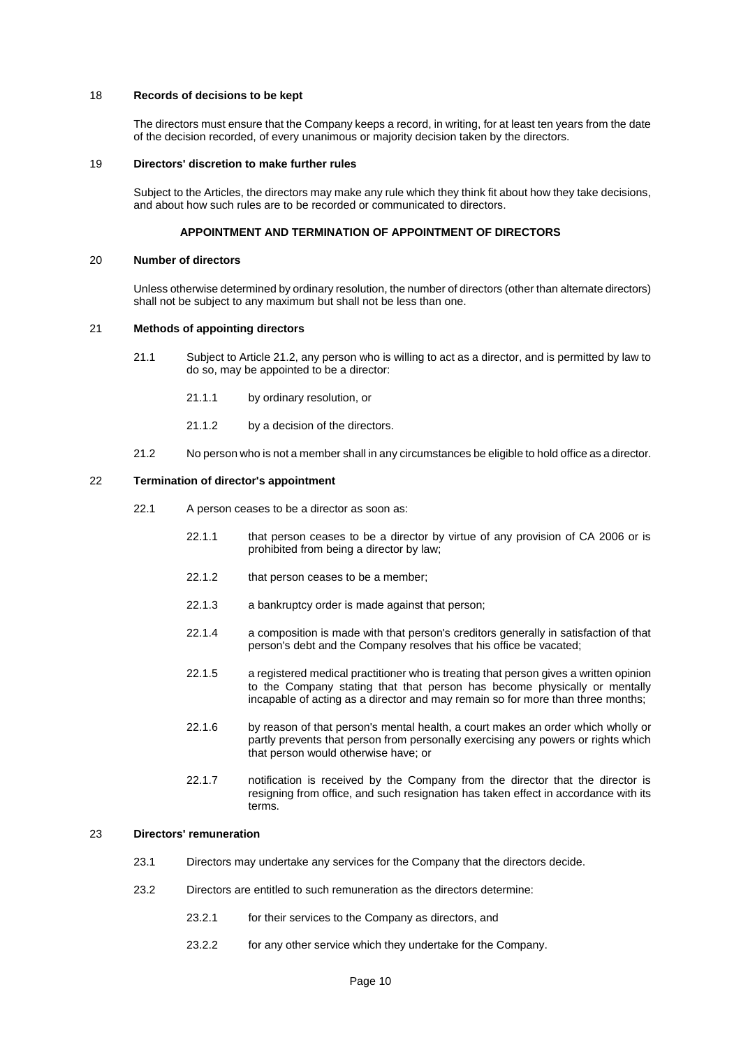18 **Records of decisions to be kept**

The directors must ensure that the Company keeps a record, in writing, for at least ten years from the date of the decision recorded, of every unanimous or majority decision taken by the directors.

19 **Directors' discretion to make further rules**

Subject to the Articles, the directors may make any rule which they think fit about how they take decisions, and about how such rules are to be recorded or communicated to directors.

**APPOINTMENT AND TERMINATION OF APPOINTMENT OF DIRECTORS**

20 **Number of directors**

Unless otherwise determined by ordinary resolution, the number of directors (other than alternate directors) shall not be subject to any maximum but shall not be less than one.

21 **Methods of appointing directors**

21.1 Subject to Article 21.2, any person who is willing to act as a director, and is permitted by law to do so, may be appointed to be a director:

21.1.1 by ordinary resolution, or

21.1.2 by a decision of the directors.

21.2 No person who is not a member shall in any circumstances be eligible to hold office as a director.

22 **Termination of director's appointment**

22.1 A person ceases to be a director as soon as:

22.1.1 that person ceases to be a director by virtue of any provision of CA 2006 or is prohibited from being a director by law;

22.1.2 that person ceases to be a member;

22.1.3 a bankruptcy order is made against that person;

22.1.4 a composition is made with that person's creditors generally in satisfaction of that person's debt and the Company resolves that his office be vacated;

22.1.5 a registered medical practitioner who is treating that person gives a written opinion to the Company stating that that person has become physically or mentally incapable of acting as a director and may remain so for more than three months;

22.1.6 by reason of that person's mental health, a court makes an order which wholly or partly prevents that person from personally exercising any powers or rights which that person would otherwise have; or

22.1.7 notification is received by the Company from the director that the director is resigning from office, and such resignation has taken effect in accordance with its terms.

23 **Directors' remuneration**

23.1 Directors may undertake any services for the Company that the directors decide.

23.2 Directors are entitled to such remuneration as the directors determine:

23.2.1 for their services to the Company as directors, and

23.2.2 for any other service which they undertake for the Company.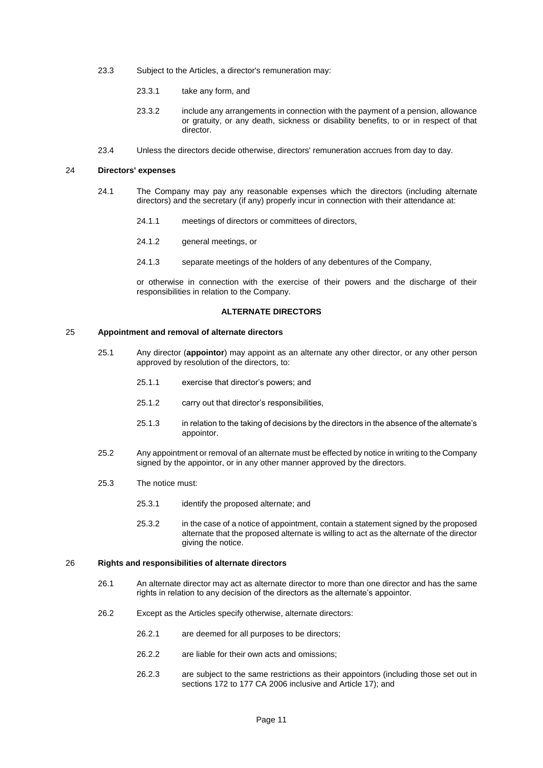23.3 Subject to the Articles, a director's remuneration may:

23.3.1 take any form, and

23.3.2 include any arrangements in connection with the payment of a pension, allowance or gratuity, or any death, sickness or disability benefits, to or in respect of that director.

23.4 Unless the directors decide otherwise, directors' remuneration accrues from day to day.

## 24 Directors' expenses

24.1 The Company may pay any reasonable expenses which the directors (including alternate directors) and the secretary (if any) properly incur in connection with their attendance at:

24.1.1 meetings of directors or committees of directors,

24.1.2 general meetings, or

24.1.3 separate meetings of the holders of any debentures of the Company,

or otherwise in connection with the exercise of their powers and the discharge of their responsibilities in relation to the Company.

## ALTERNATE DIRECTORS

## 25 Appointment and removal of alternate directors

25.1 Any director (**appointor**) may appoint as an alternate any other director, or any other person approved by resolution of the directors, to:

25.1.1 exercise that director's powers; and

25.1.2 carry out that director's responsibilities,

25.1.3 in relation to the taking of decisions by the directors in the absence of the alternate's appointor.

25.2 Any appointment or removal of an alternate must be effected by notice in writing to the Company signed by the appointor, or in any other manner approved by the directors.

25.3 The notice must:

25.3.1 identify the proposed alternate; and

25.3.2 in the case of a notice of appointment, contain a statement signed by the proposed alternate that the proposed alternate is willing to act as the alternate of the director giving the notice.

## 26 Rights and responsibilities of alternate directors

26.1 An alternate director may act as alternate director to more than one director and has the same rights in relation to any decision of the directors as the alternate's appointor.

26.2 Except as the Articles specify otherwise, alternate directors:

26.2.1 are deemed for all purposes to be directors;

26.2.2 are liable for their own acts and omissions;

26.2.3 are subject to the same restrictions as their appointors (including those set out in sections 172 to 177 CA 2006 inclusive and Article 17); and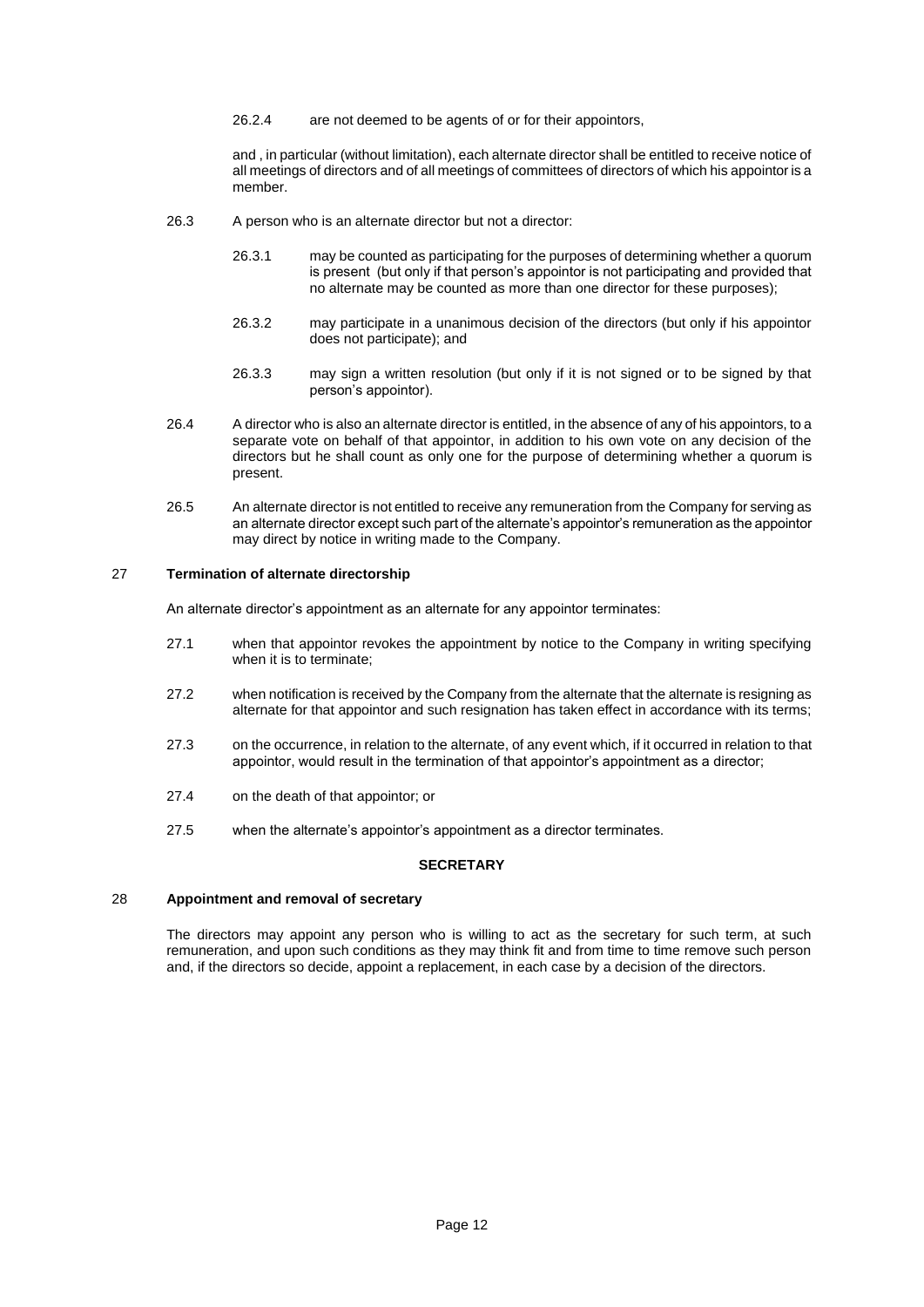26.2.4 are not deemed to be agents of or for their appointors,

and , in particular (without limitation), each alternate director shall be entitled to receive notice of all meetings of directors and of all meetings of committees of directors of which his appointor is a member.

26.3 A person who is an alternate director but not a director:

26.3.1 may be counted as participating for the purposes of determining whether a quorum is present (but only if that person's appointor is not participating and provided that no alternate may be counted as more than one director for these purposes);

26.3.2 may participate in a unanimous decision of the directors (but only if his appointor does not participate); and

26.3.3 may sign a written resolution (but only if it is not signed or to be signed by that person's appointor).

26.4 A director who is also an alternate director is entitled, in the absence of any of his appointors, to a separate vote on behalf of that appointor, in addition to his own vote on any decision of the directors but he shall count as only one for the purpose of determining whether a quorum is present.

26.5 An alternate director is not entitled to receive any remuneration from the Company for serving as an alternate director except such part of the alternate's appointor's remuneration as the appointor may direct by notice in writing made to the Company.

## 27 Termination of alternate directorship

An alternate director's appointment as an alternate for any appointor terminates:

27.1 when that appointor revokes the appointment by notice to the Company in writing specifying when it is to terminate;

27.2 when notification is received by the Company from the alternate that the alternate is resigning as alternate for that appointor and such resignation has taken effect in accordance with its terms;

27.3 on the occurrence, in relation to the alternate, of any event which, if it occurred in relation to that appointor, would result in the termination of that appointor's appointment as a director;

27.4 on the death of that appointor; or

27.5 when the alternate's appointor's appointment as a director terminates.

# SECRETARY

## 28 Appointment and removal of secretary

The directors may appoint any person who is willing to act as the secretary for such term, at such remuneration, and upon such conditions as they may think fit and from time to time remove such person and, if the directors so decide, appoint a replacement, in each case by a decision of the directors.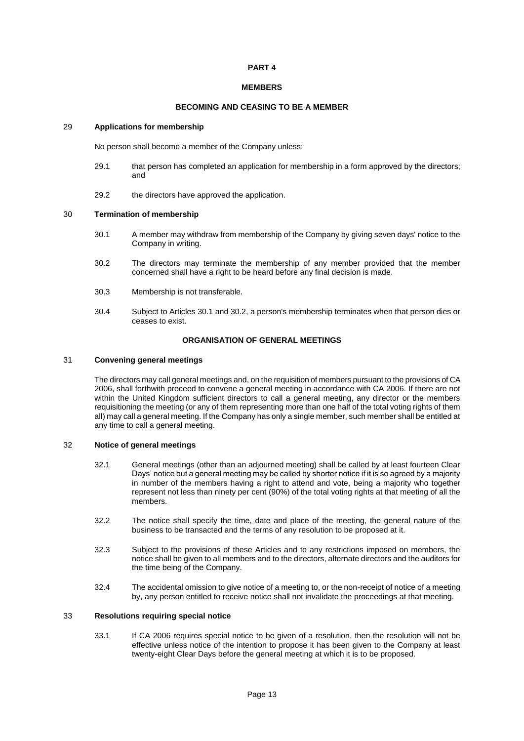## PART 4

## MEMBERS

### BECOMING AND CEASING TO BE A MEMBER

**29 Applications for membership**

No person shall become a member of the Company unless:

29.1 that person has completed an application for membership in a form approved by the directors; and

29.2 the directors have approved the application.

**30 Termination of membership**

30.1 A member may withdraw from membership of the Company by giving seven days' notice to the Company in writing.

30.2 The directors may terminate the membership of any member provided that the member concerned shall have a right to be heard before any final decision is made.

30.3 Membership is not transferable.

30.4 Subject to Articles 30.1 and 30.2, a person's membership terminates when that person dies or ceases to exist.

### ORGANISATION OF GENERAL MEETINGS

**31 Convening general meetings**

The directors may call general meetings and, on the requisition of members pursuant to the provisions of CA 2006, shall forthwith proceed to convene a general meeting in accordance with CA 2006. If there are not within the United Kingdom sufficient directors to call a general meeting, any director or the members requisitioning the meeting (or any of them representing more than one half of the total voting rights of them all) may call a general meeting. If the Company has only a single member, such member shall be entitled at any time to call a general meeting.

**32 Notice of general meetings**

32.1 General meetings (other than an adjourned meeting) shall be called by at least fourteen Clear Days' notice but a general meeting may be called by shorter notice if it is so agreed by a majority in number of the members having a right to attend and vote, being a majority who together represent not less than ninety per cent (90%) of the total voting rights at that meeting of all the members.

32.2 The notice shall specify the time, date and place of the meeting, the general nature of the business to be transacted and the terms of any resolution to be proposed at it.

32.3 Subject to the provisions of these Articles and to any restrictions imposed on members, the notice shall be given to all members and to the directors, alternate directors and the auditors for the time being of the Company.

32.4 The accidental omission to give notice of a meeting to, or the non-receipt of notice of a meeting by, any person entitled to receive notice shall not invalidate the proceedings at that meeting.

**33 Resolutions requiring special notice**

33.1 If CA 2006 requires special notice to be given of a resolution, then the resolution will not be effective unless notice of the intention to propose it has been given to the Company at least twenty-eight Clear Days before the general meeting at which it is to be proposed.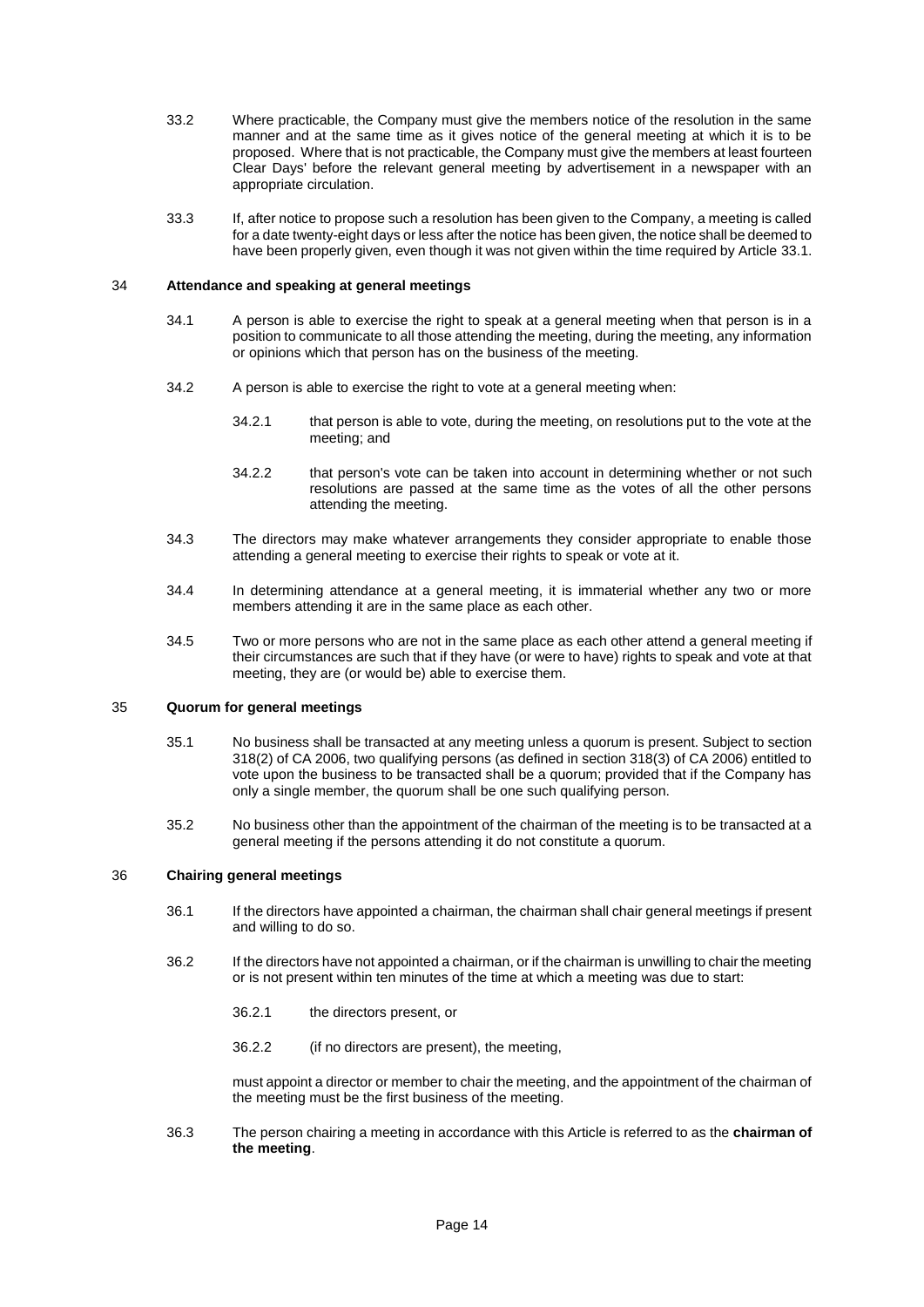33.2 Where practicable, the Company must give the members notice of the resolution in the same manner and at the same time as it gives notice of the general meeting at which it is to be proposed. Where that is not practicable, the Company must give the members at least fourteen Clear Days' before the relevant general meeting by advertisement in a newspaper with an appropriate circulation.

33.3 If, after notice to propose such a resolution has been given to the Company, a meeting is called for a date twenty-eight days or less after the notice has been given, the notice shall be deemed to have been properly given, even though it was not given within the time required by Article 33.1.

## 34 Attendance and speaking at general meetings

34.1 A person is able to exercise the right to speak at a general meeting when that person is in a position to communicate to all those attending the meeting, during the meeting, any information or opinions which that person has on the business of the meeting.

34.2 A person is able to exercise the right to vote at a general meeting when:

34.2.1 that person is able to vote, during the meeting, on resolutions put to the vote at the meeting; and

34.2.2 that person's vote can be taken into account in determining whether or not such resolutions are passed at the same time as the votes of all the other persons attending the meeting.

34.3 The directors may make whatever arrangements they consider appropriate to enable those attending a general meeting to exercise their rights to speak or vote at it.

34.4 In determining attendance at a general meeting, it is immaterial whether any two or more members attending it are in the same place as each other.

34.5 Two or more persons who are not in the same place as each other attend a general meeting if their circumstances are such that if they have (or were to have) rights to speak and vote at that meeting, they are (or would be) able to exercise them.

## 35 Quorum for general meetings

35.1 No business shall be transacted at any meeting unless a quorum is present. Subject to section 318(2) of CA 2006, two qualifying persons (as defined in section 318(3) of CA 2006) entitled to vote upon the business to be transacted shall be a quorum; provided that if the Company has only a single member, the quorum shall be one such qualifying person.

35.2 No business other than the appointment of the chairman of the meeting is to be transacted at a general meeting if the persons attending it do not constitute a quorum.

## 36 Chairing general meetings

36.1 If the directors have appointed a chairman, the chairman shall chair general meetings if present and willing to do so.

36.2 If the directors have not appointed a chairman, or if the chairman is unwilling to chair the meeting or is not present within ten minutes of the time at which a meeting was due to start:

36.2.1 the directors present, or

36.2.2 (if no directors are present), the meeting,

must appoint a director or member to chair the meeting, and the appointment of the chairman of the meeting must be the first business of the meeting.

36.3 The person chairing a meeting in accordance with this Article is referred to as the **chairman of the meeting**.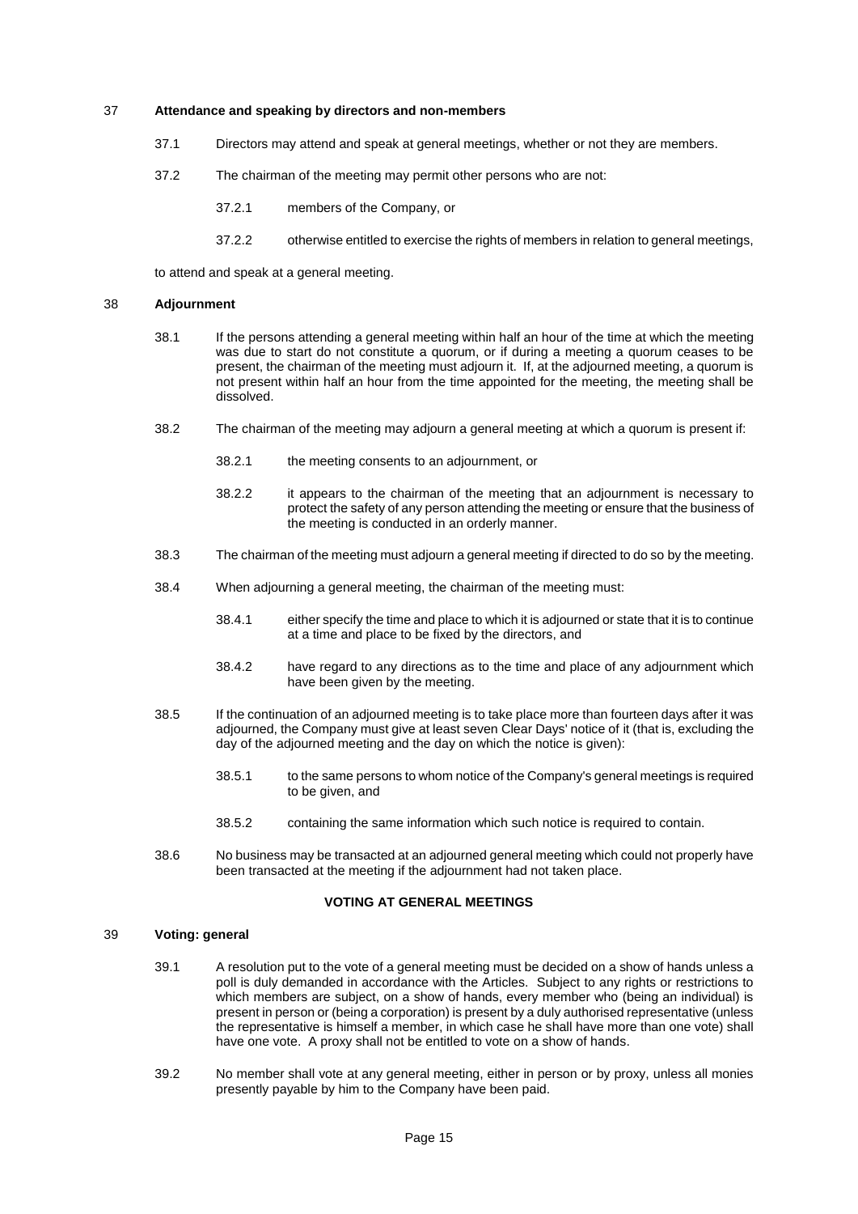## 37 Attendance and speaking by directors and non-members

37.1 Directors may attend and speak at general meetings, whether or not they are members.

37.2 The chairman of the meeting may permit other persons who are not:

37.2.1 members of the Company, or

37.2.2 otherwise entitled to exercise the rights of members in relation to general meetings,

to attend and speak at a general meeting.

## 38 Adjournment

38.1 If the persons attending a general meeting within half an hour of the time at which the meeting was due to start do not constitute a quorum, or if during a meeting a quorum ceases to be present, the chairman of the meeting must adjourn it. If, at the adjourned meeting, a quorum is not present within half an hour from the time appointed for the meeting, the meeting shall be dissolved.

38.2 The chairman of the meeting may adjourn a general meeting at which a quorum is present if:

38.2.1 the meeting consents to an adjournment, or

38.2.2 it appears to the chairman of the meeting that an adjournment is necessary to protect the safety of any person attending the meeting or ensure that the business of the meeting is conducted in an orderly manner.

38.3 The chairman of the meeting must adjourn a general meeting if directed to do so by the meeting.

38.4 When adjourning a general meeting, the chairman of the meeting must:

38.4.1 either specify the time and place to which it is adjourned or state that it is to continue at a time and place to be fixed by the directors, and

38.4.2 have regard to any directions as to the time and place of any adjournment which have been given by the meeting.

38.5 If the continuation of an adjourned meeting is to take place more than fourteen days after it was adjourned, the Company must give at least seven Clear Days' notice of it (that is, excluding the day of the adjourned meeting and the day on which the notice is given):

38.5.1 to the same persons to whom notice of the Company's general meetings is required to be given, and

38.5.2 containing the same information which such notice is required to contain.

38.6 No business may be transacted at an adjourned general meeting which could not properly have been transacted at the meeting if the adjournment had not taken place.

### VOTING AT GENERAL MEETINGS

## 39 Voting: general

39.1 A resolution put to the vote of a general meeting must be decided on a show of hands unless a poll is duly demanded in accordance with the Articles. Subject to any rights or restrictions to which members are subject, on a show of hands, every member who (being an individual) is present in person or (being a corporation) is present by a duly authorised representative (unless the representative is himself a member, in which case he shall have more than one vote) shall have one vote. A proxy shall not be entitled to vote on a show of hands.

39.2 No member shall vote at any general meeting, either in person or by proxy, unless all monies presently payable by him to the Company have been paid.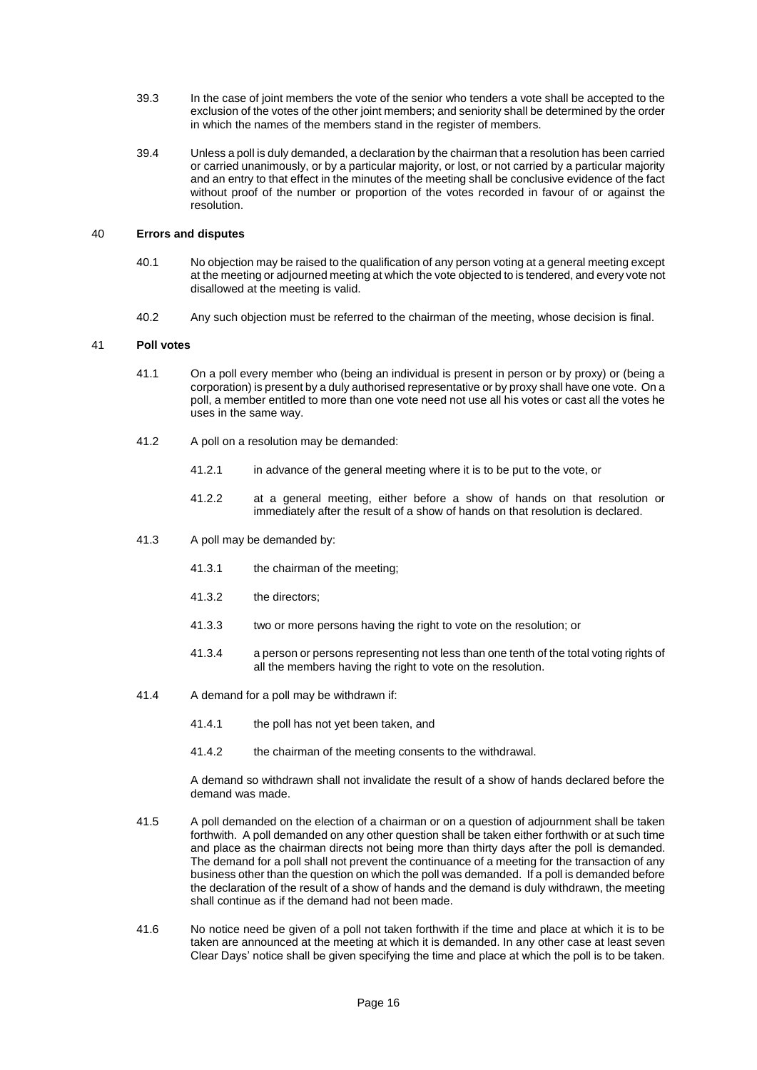39.3 In the case of joint members the vote of the senior who tenders a vote shall be accepted to the exclusion of the votes of the other joint members; and seniority shall be determined by the order in which the names of the members stand in the register of members.

39.4 Unless a poll is duly demanded, a declaration by the chairman that a resolution has been carried or carried unanimously, or by a particular majority, or lost, or not carried by a particular majority and an entry to that effect in the minutes of the meeting shall be conclusive evidence of the fact without proof of the number or proportion of the votes recorded in favour of or against the resolution.

## 40 Errors and disputes

40.1 No objection may be raised to the qualification of any person voting at a general meeting except at the meeting or adjourned meeting at which the vote objected to is tendered, and every vote not disallowed at the meeting is valid.

40.2 Any such objection must be referred to the chairman of the meeting, whose decision is final.

## 41 Poll votes

41.1 On a poll every member who (being an individual is present in person or by proxy) or (being a corporation) is present by a duly authorised representative or by proxy shall have one vote. On a poll, a member entitled to more than one vote need not use all his votes or cast all the votes he uses in the same way.

41.2 A poll on a resolution may be demanded:

41.2.1 in advance of the general meeting where it is to be put to the vote, or

41.2.2 at a general meeting, either before a show of hands on that resolution or immediately after the result of a show of hands on that resolution is declared.

41.3 A poll may be demanded by:

41.3.1 the chairman of the meeting;

41.3.2 the directors;

41.3.3 two or more persons having the right to vote on the resolution; or

41.3.4 a person or persons representing not less than one tenth of the total voting rights of all the members having the right to vote on the resolution.

41.4 A demand for a poll may be withdrawn if:

41.4.1 the poll has not yet been taken, and

41.4.2 the chairman of the meeting consents to the withdrawal.

A demand so withdrawn shall not invalidate the result of a show of hands declared before the demand was made.

41.5 A poll demanded on the election of a chairman or on a question of adjournment shall be taken forthwith. A poll demanded on any other question shall be taken either forthwith or at such time and place as the chairman directs not being more than thirty days after the poll is demanded. The demand for a poll shall not prevent the continuance of a meeting for the transaction of any business other than the question on which the poll was demanded. If a poll is demanded before the declaration of the result of a show of hands and the demand is duly withdrawn, the meeting shall continue as if the demand had not been made.

41.6 No notice need be given of a poll not taken forthwith if the time and place at which it is to be taken are announced at the meeting at which it is demanded. In any other case at least seven Clear Days' notice shall be given specifying the time and place at which the poll is to be taken.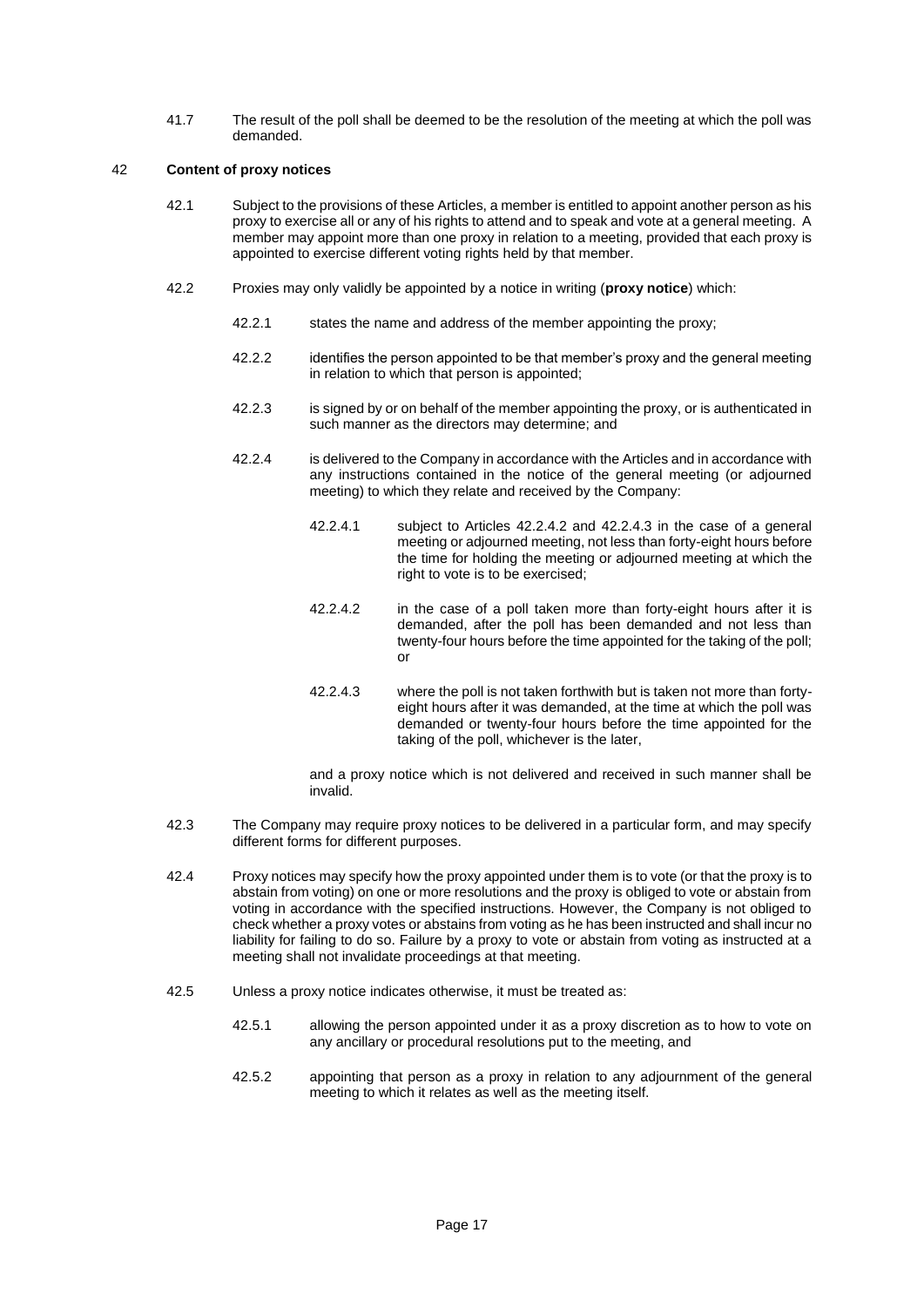41.7 The result of the poll shall be deemed to be the resolution of the meeting at which the poll was demanded.

## 42 **Content of proxy notices**

42.1 Subject to the provisions of these Articles, a member is entitled to appoint another person as his proxy to exercise all or any of his rights to attend and to speak and vote at a general meeting. A member may appoint more than one proxy in relation to a meeting, provided that each proxy is appointed to exercise different voting rights held by that member.

42.2 Proxies may only validly be appointed by a notice in writing (**proxy notice**) which:

42.2.1 states the name and address of the member appointing the proxy;

42.2.2 identifies the person appointed to be that member's proxy and the general meeting in relation to which that person is appointed;

42.2.3 is signed by or on behalf of the member appointing the proxy, or is authenticated in such manner as the directors may determine; and

42.2.4 is delivered to the Company in accordance with the Articles and in accordance with any instructions contained in the notice of the general meeting (or adjourned meeting) to which they relate and received by the Company:

42.2.4.1 subject to Articles 42.2.4.2 and 42.2.4.3 in the case of a general meeting or adjourned meeting, not less than forty-eight hours before the time for holding the meeting or adjourned meeting at which the right to vote is to be exercised;

42.2.4.2 in the case of a poll taken more than forty-eight hours after it is demanded, after the poll has been demanded and not less than twenty-four hours before the time appointed for the taking of the poll; or

42.2.4.3 where the poll is not taken forthwith but is taken not more than forty-eight hours after it was demanded, at the time at which the poll was demanded or twenty-four hours before the time appointed for the taking of the poll, whichever is the later,

and a proxy notice which is not delivered and received in such manner shall be invalid.

42.3 The Company may require proxy notices to be delivered in a particular form, and may specify different forms for different purposes.

42.4 Proxy notices may specify how the proxy appointed under them is to vote (or that the proxy is to abstain from voting) on one or more resolutions and the proxy is obliged to vote or abstain from voting in accordance with the specified instructions. However, the Company is not obliged to check whether a proxy votes or abstains from voting as he has been instructed and shall incur no liability for failing to do so. Failure by a proxy to vote or abstain from voting as instructed at a meeting shall not invalidate proceedings at that meeting.

42.5 Unless a proxy notice indicates otherwise, it must be treated as:

42.5.1 allowing the person appointed under it as a proxy discretion as to how to vote on any ancillary or procedural resolutions put to the meeting, and

42.5.2 appointing that person as a proxy in relation to any adjournment of the general meeting to which it relates as well as the meeting itself.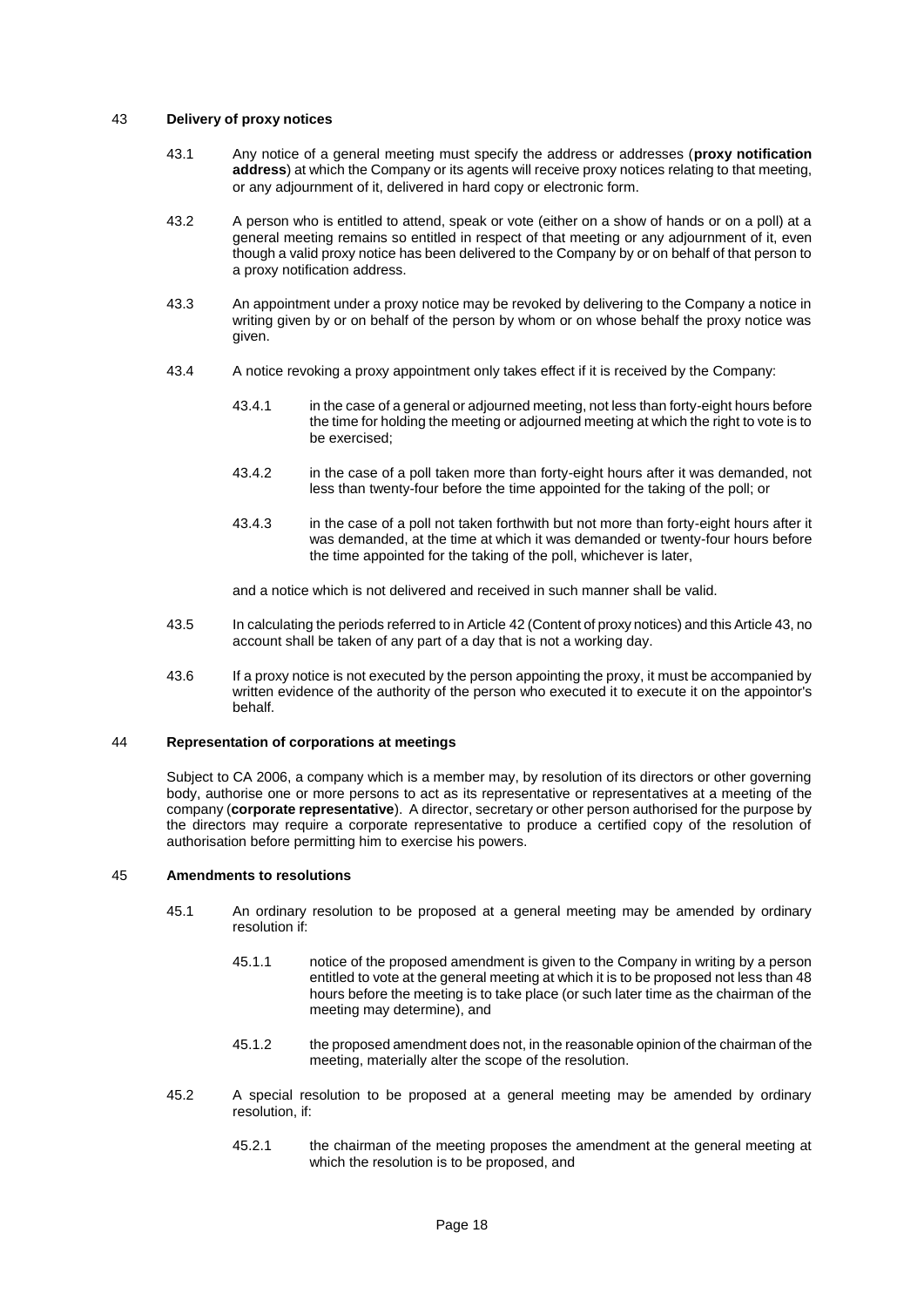## 43 **Delivery of proxy notices**

43.1 Any notice of a general meeting must specify the address or addresses (**proxy notification address**) at which the Company or its agents will receive proxy notices relating to that meeting, or any adjournment of it, delivered in hard copy or electronic form.

43.2 A person who is entitled to attend, speak or vote (either on a show of hands or on a poll) at a general meeting remains so entitled in respect of that meeting or any adjournment of it, even though a valid proxy notice has been delivered to the Company by or on behalf of that person to a proxy notification address.

43.3 An appointment under a proxy notice may be revoked by delivering to the Company a notice in writing given by or on behalf of the person by whom or on whose behalf the proxy notice was given.

43.4 A notice revoking a proxy appointment only takes effect if it is received by the Company:

43.4.1 in the case of a general or adjourned meeting, not less than forty-eight hours before the time for holding the meeting or adjourned meeting at which the right to vote is to be exercised;

43.4.2 in the case of a poll taken more than forty-eight hours after it was demanded, not less than twenty-four before the time appointed for the taking of the poll; or

43.4.3 in the case of a poll not taken forthwith but not more than forty-eight hours after it was demanded, at the time at which it was demanded or twenty-four hours before the time appointed for the taking of the poll, whichever is later,

and a notice which is not delivered and received in such manner shall be valid.

43.5 In calculating the periods referred to in Article 42 (Content of proxy notices) and this Article 43, no account shall be taken of any part of a day that is not a working day.

43.6 If a proxy notice is not executed by the person appointing the proxy, it must be accompanied by written evidence of the authority of the person who executed it to execute it on the appointor's behalf.

## 44 **Representation of corporations at meetings**

Subject to CA 2006, a company which is a member may, by resolution of its directors or other governing body, authorise one or more persons to act as its representative or representatives at a meeting of the company (**corporate representative**). A director, secretary or other person authorised for the purpose by the directors may require a corporate representative to produce a certified copy of the resolution of authorisation before permitting him to exercise his powers.

## 45 **Amendments to resolutions**

45.1 An ordinary resolution to be proposed at a general meeting may be amended by ordinary resolution if:

45.1.1 notice of the proposed amendment is given to the Company in writing by a person entitled to vote at the general meeting at which it is to be proposed not less than 48 hours before the meeting is to take place (or such later time as the chairman of the meeting may determine), and

45.1.2 the proposed amendment does not, in the reasonable opinion of the chairman of the meeting, materially alter the scope of the resolution.

45.2 A special resolution to be proposed at a general meeting may be amended by ordinary resolution, if:

45.2.1 the chairman of the meeting proposes the amendment at the general meeting at which the resolution is to be proposed, and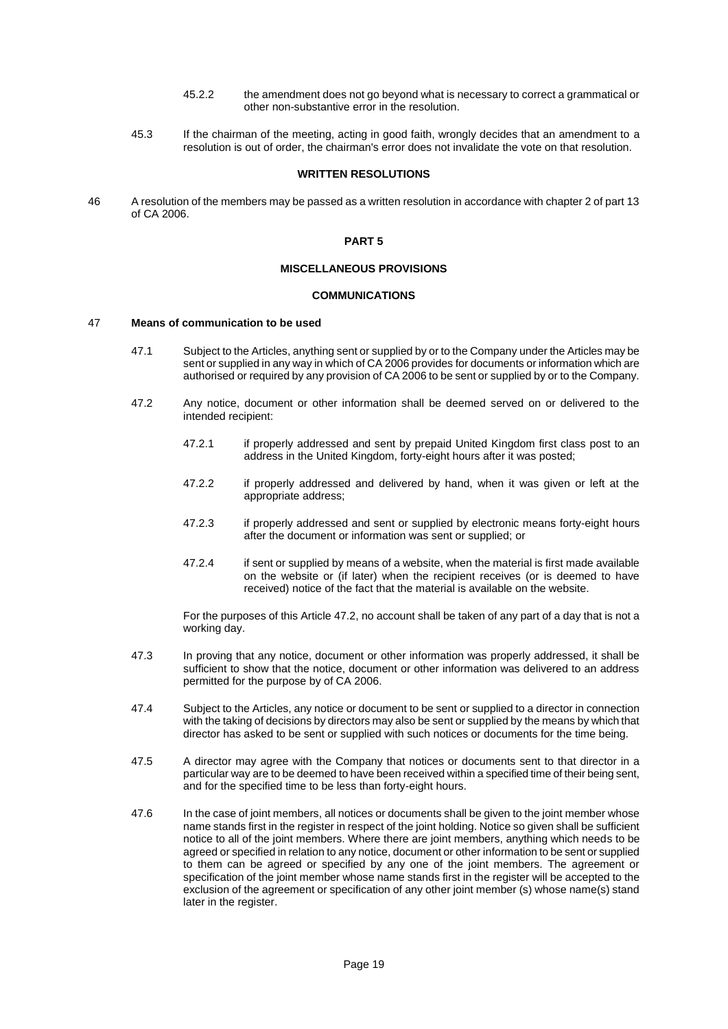45.2.2 the amendment does not go beyond what is necessary to correct a grammatical or other non-substantive error in the resolution.

45.3 If the chairman of the meeting, acting in good faith, wrongly decides that an amendment to a resolution is out of order, the chairman's error does not invalidate the vote on that resolution.

**WRITTEN RESOLUTIONS**

46 A resolution of the members may be passed as a written resolution in accordance with chapter 2 of part 13 of CA 2006.

**PART 5**

**MISCELLANEOUS PROVISIONS**

**COMMUNICATIONS**

47 **Means of communication to be used**

47.1 Subject to the Articles, anything sent or supplied by or to the Company under the Articles may be sent or supplied in any way in which of CA 2006 provides for documents or information which are authorised or required by any provision of CA 2006 to be sent or supplied by or to the Company.

47.2 Any notice, document or other information shall be deemed served on or delivered to the intended recipient:

47.2.1 if properly addressed and sent by prepaid United Kingdom first class post to an address in the United Kingdom, forty-eight hours after it was posted;

47.2.2 if properly addressed and delivered by hand, when it was given or left at the appropriate address;

47.2.3 if properly addressed and sent or supplied by electronic means forty-eight hours after the document or information was sent or supplied; or

47.2.4 if sent or supplied by means of a website, when the material is first made available on the website or (if later) when the recipient receives (or is deemed to have received) notice of the fact that the material is available on the website.

For the purposes of this Article 47.2, no account shall be taken of any part of a day that is not a working day.

47.3 In proving that any notice, document or other information was properly addressed, it shall be sufficient to show that the notice, document or other information was delivered to an address permitted for the purpose by of CA 2006.

47.4 Subject to the Articles, any notice or document to be sent or supplied to a director in connection with the taking of decisions by directors may also be sent or supplied by the means by which that director has asked to be sent or supplied with such notices or documents for the time being.

47.5 A director may agree with the Company that notices or documents sent to that director in a particular way are to be deemed to have been received within a specified time of their being sent, and for the specified time to be less than forty-eight hours.

47.6 In the case of joint members, all notices or documents shall be given to the joint member whose name stands first in the register in respect of the joint holding. Notice so given shall be sufficient notice to all of the joint members. Where there are joint members, anything which needs to be agreed or specified in relation to any notice, document or other information to be sent or supplied to them can be agreed or specified by any one of the joint members. The agreement or specification of the joint member whose name stands first in the register will be accepted to the exclusion of the agreement or specification of any other joint member (s) whose name(s) stand later in the register.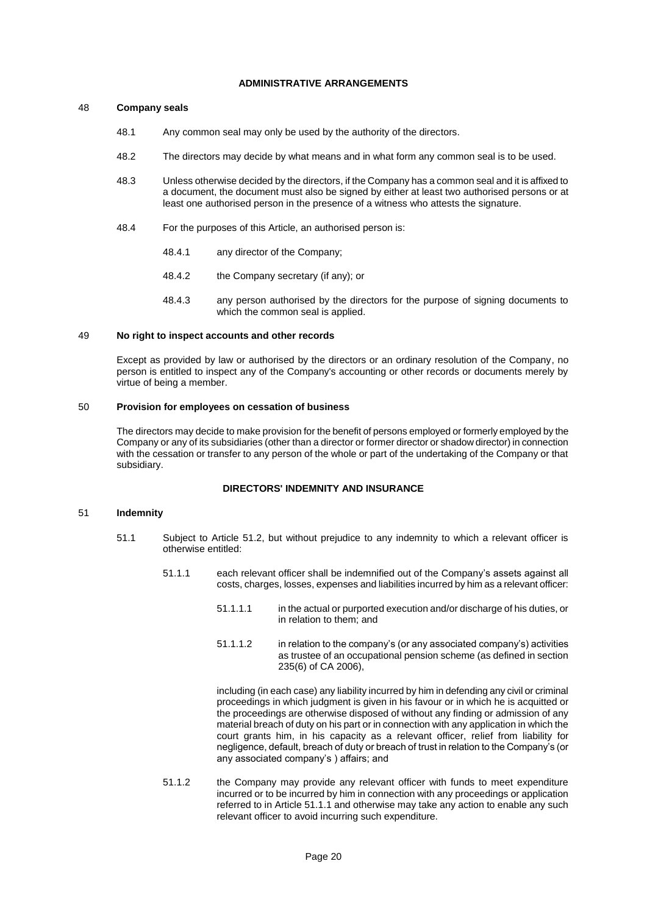## ADMINISTRATIVE ARRANGEMENTS

### 48 Company seals

48.1 Any common seal may only be used by the authority of the directors.

48.2 The directors may decide by what means and in what form any common seal is to be used.

48.3 Unless otherwise decided by the directors, if the Company has a common seal and it is affixed to a document, the document must also be signed by either at least two authorised persons or at least one authorised person in the presence of a witness who attests the signature.

48.4 For the purposes of this Article, an authorised person is:

48.4.1 any director of the Company;

48.4.2 the Company secretary (if any); or

48.4.3 any person authorised by the directors for the purpose of signing documents to which the common seal is applied.

### 49 No right to inspect accounts and other records

Except as provided by law or authorised by the directors or an ordinary resolution of the Company, no person is entitled to inspect any of the Company's accounting or other records or documents merely by virtue of being a member.

### 50 Provision for employees on cessation of business

The directors may decide to make provision for the benefit of persons employed or formerly employed by the Company or any of its subsidiaries (other than a director or former director or shadow director) in connection with the cessation or transfer to any person of the whole or part of the undertaking of the Company or that subsidiary.

## DIRECTORS' INDEMNITY AND INSURANCE

### 51 Indemnity

51.1 Subject to Article 51.2, but without prejudice to any indemnity to which a relevant officer is otherwise entitled:

51.1.1 each relevant officer shall be indemnified out of the Company's assets against all costs, charges, losses, expenses and liabilities incurred by him as a relevant officer:

51.1.1.1 in the actual or purported execution and/or discharge of his duties, or in relation to them; and

51.1.1.2 in relation to the company's (or any associated company's) activities as trustee of an occupational pension scheme (as defined in section 235(6) of CA 2006),

including (in each case) any liability incurred by him in defending any civil or criminal proceedings in which judgment is given in his favour or in which he is acquitted or the proceedings are otherwise disposed of without any finding or admission of any material breach of duty on his part or in connection with any application in which the court grants him, in his capacity as a relevant officer, relief from liability for negligence, default, breach of duty or breach of trust in relation to the Company's (or any associated company's ) affairs; and

51.1.2 the Company may provide any relevant officer with funds to meet expenditure incurred or to be incurred by him in connection with any proceedings or application referred to in Article 51.1.1 and otherwise may take any action to enable any such relevant officer to avoid incurring such expenditure.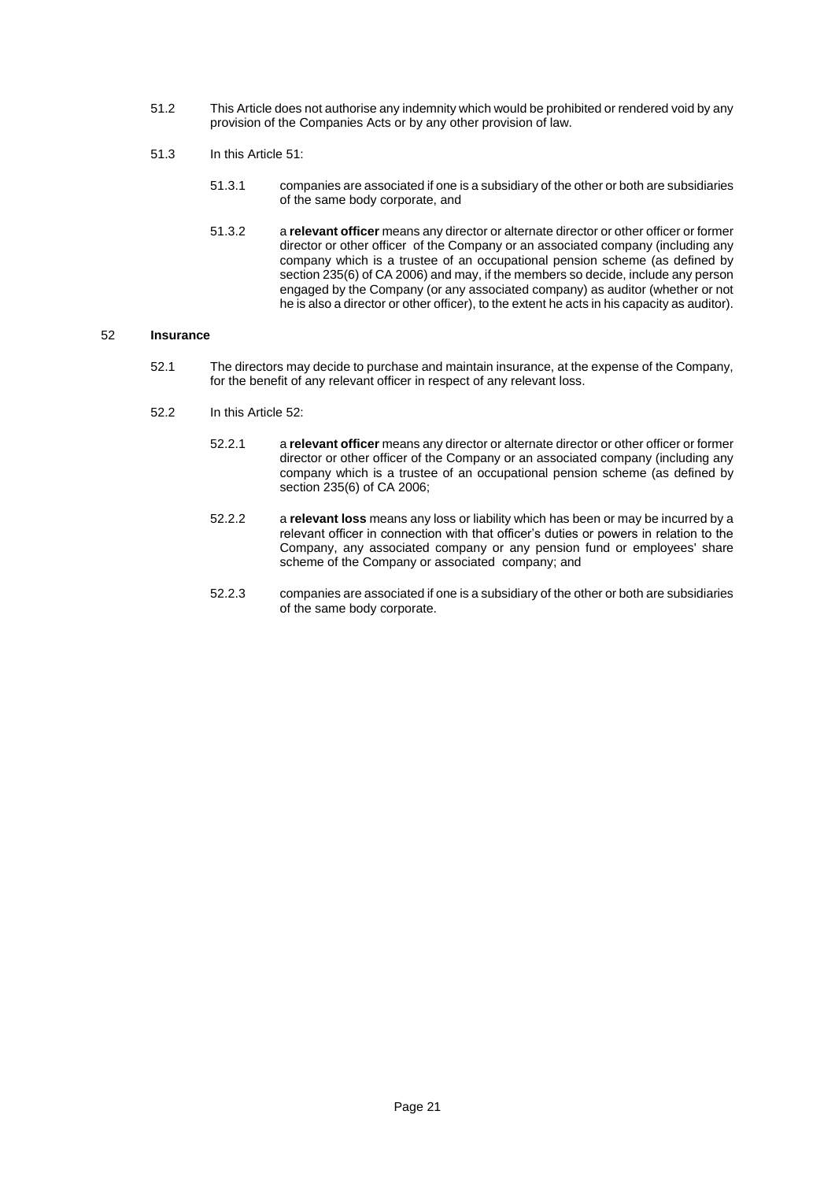51.2 This Article does not authorise any indemnity which would be prohibited or rendered void by any provision of the Companies Acts or by any other provision of law.

51.3 In this Article 51:

51.3.1 companies are associated if one is a subsidiary of the other or both are subsidiaries of the same body corporate, and

51.3.2 a **relevant officer** means any director or alternate director or other officer or former director or other officer of the Company or an associated company (including any company which is a trustee of an occupational pension scheme (as defined by section 235(6) of CA 2006) and may, if the members so decide, include any person engaged by the Company (or any associated company) as auditor (whether or not he is also a director or other officer), to the extent he acts in his capacity as auditor).

## 52 Insurance

52.1 The directors may decide to purchase and maintain insurance, at the expense of the Company, for the benefit of any relevant officer in respect of any relevant loss.

52.2 In this Article 52:

52.2.1 a **relevant officer** means any director or alternate director or other officer or former director or other officer of the Company or an associated company (including any company which is a trustee of an occupational pension scheme (as defined by section 235(6) of CA 2006;

52.2.2 a **relevant loss** means any loss or liability which has been or may be incurred by a relevant officer in connection with that officer's duties or powers in relation to the Company, any associated company or any pension fund or employees' share scheme of the Company or associated company; and

52.2.3 companies are associated if one is a subsidiary of the other or both are subsidiaries of the same body corporate.